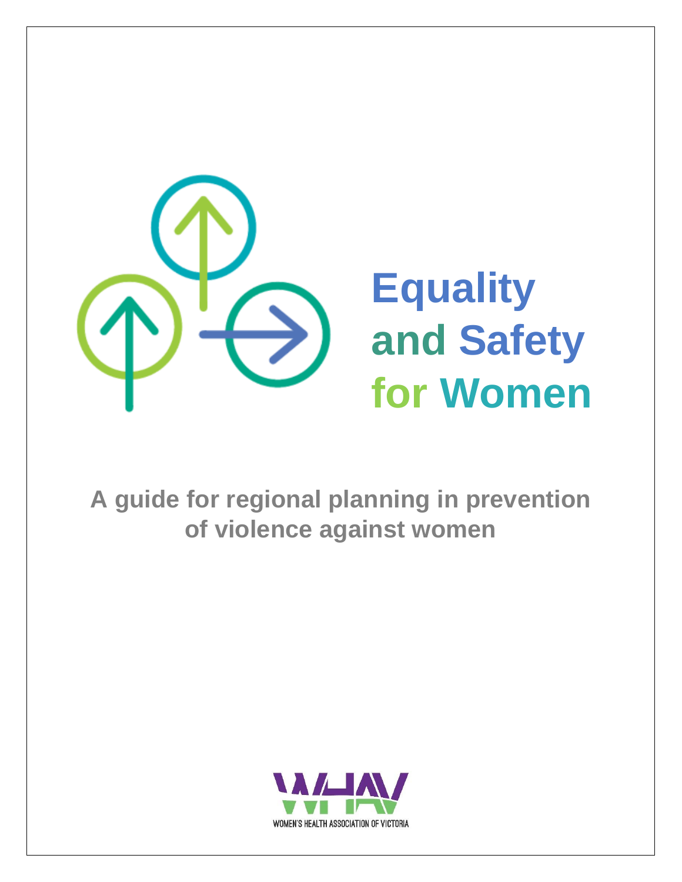# Equality and Safety for Women

## A guide for regional planning in prevention of violence against women

WOMEN'S HEALTH ASSOCIATION OF VICTORIA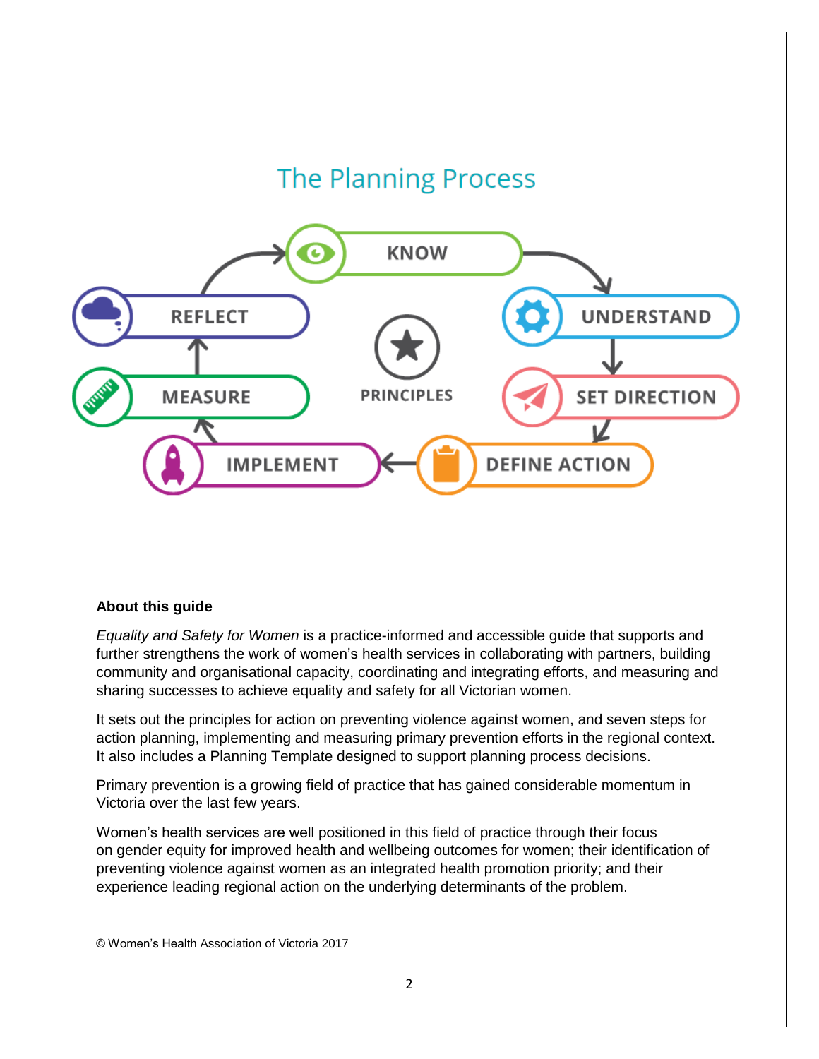## The Planning Process

KNOW → UNDERSTAND → SET DIRECTION → DEFINE ACTION → IMPLEMENT → MEASURE → REFLECT

PRINCIPLES

**About this guide**

*Equality and Safety for Women* is a practice-informed and accessible guide that supports and further strengthens the work of women's health services in collaborating with partners, building community and organisational capacity, coordinating and integrating efforts, and measuring and sharing successes to achieve equality and safety for all Victorian women.

It sets out the principles for action on preventing violence against women, and seven steps for action planning, implementing and measuring primary prevention efforts in the regional context. It also includes a Planning Template designed to support planning process decisions.

Primary prevention is a growing field of practice that has gained considerable momentum in Victoria over the last few years.

Women's health services are well positioned in this field of practice through their focus on gender equity for improved health and wellbeing outcomes for women; their identification of preventing violence against women as an integrated health promotion priority; and their experience leading regional action on the underlying determinants of the problem.

© Women's Health Association of Victoria 2017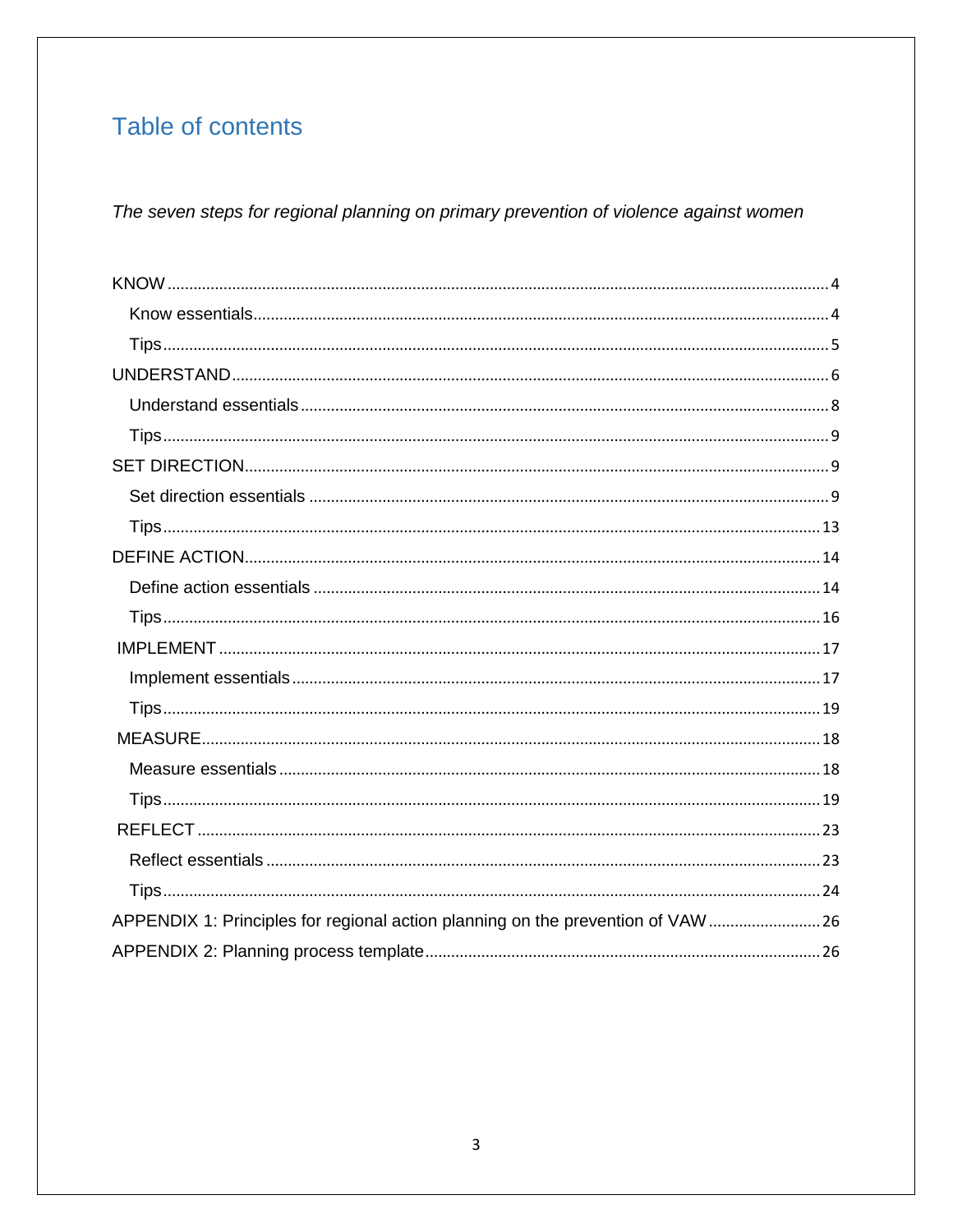# Table of contents

*The seven steps for regional planning on primary prevention of violence against women*

- KNOW ........ 4
  - Know essentials ........ 4
  - Tips ........ 5
- UNDERSTAND ........ 6
  - Understand essentials ........ 8
  - Tips ........ 9
- SET DIRECTION ........ 9
  - Set direction essentials ........ 9
  - Tips ........ 13
- DEFINE ACTION ........ 14
  - Define action essentials ........ 14
  - Tips ........ 16
- IMPLEMENT ........ 17
  - Implement essentials ........ 17
  - Tips ........ 19
- MEASURE ........ 18
  - Measure essentials ........ 18
  - Tips ........ 19
- REFLECT ........ 23
  - Reflect essentials ........ 23
  - Tips ........ 24
- APPENDIX 1: Principles for regional action planning on the prevention of VAW ........ 26
- APPENDIX 2: Planning process template ........ 26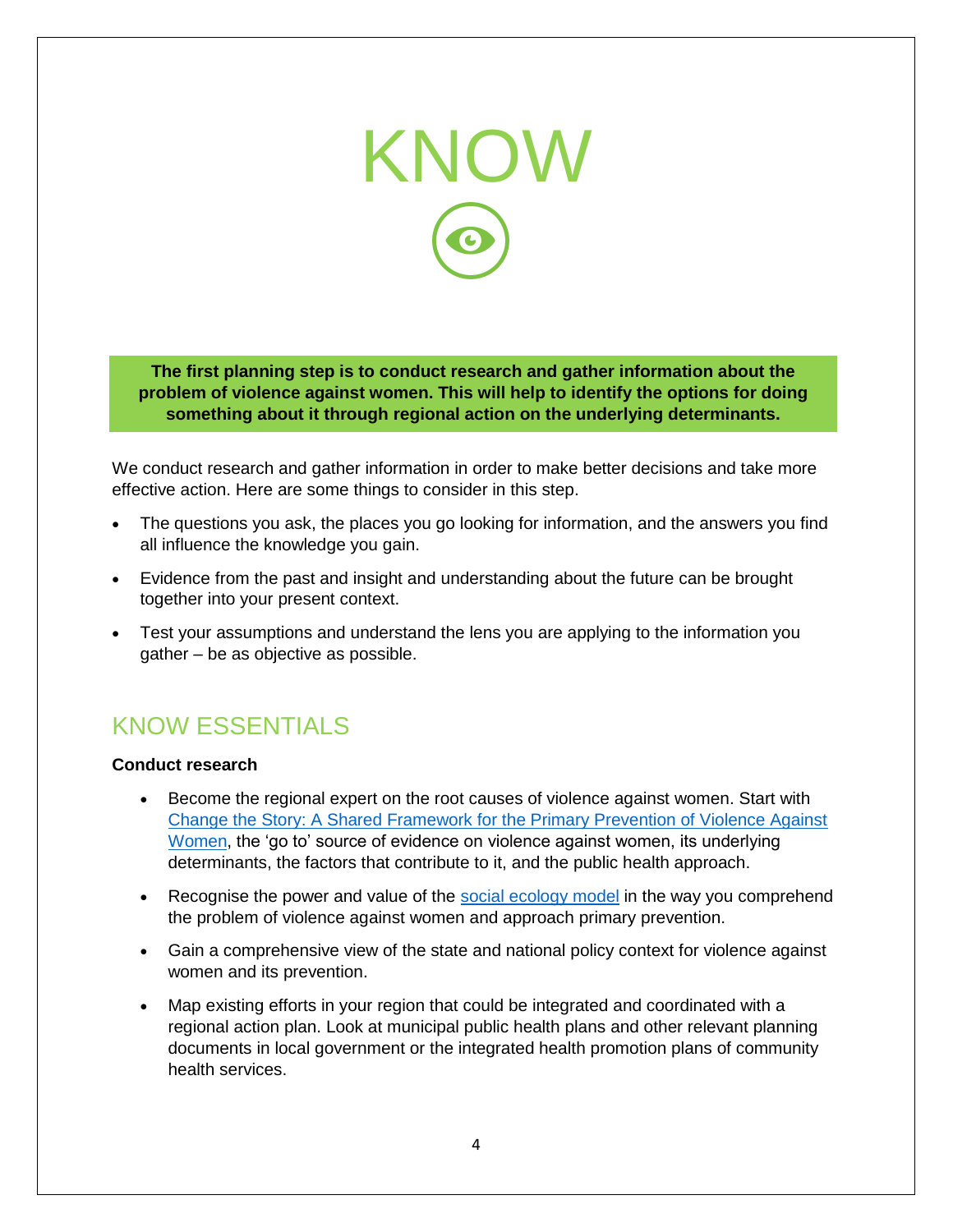# KNOW

**The first planning step is to conduct research and gather information about the problem of violence against women. This will help to identify the options for doing something about it through regional action on the underlying determinants.**

We conduct research and gather information in order to make better decisions and take more effective action. Here are some things to consider in this step.

- The questions you ask, the places you go looking for information, and the answers you find all influence the knowledge you gain.
- Evidence from the past and insight and understanding about the future can be brought together into your present context.
- Test your assumptions and understand the lens you are applying to the information you gather – be as objective as possible.

## KNOW ESSENTIALS

**Conduct research**

- Become the regional expert on the root causes of violence against women. Start with Change the Story: A Shared Framework for the Primary Prevention of Violence Against Women, the 'go to' source of evidence on violence against women, its underlying determinants, the factors that contribute to it, and the public health approach.
- Recognise the power and value of the social ecology model in the way you comprehend the problem of violence against women and approach primary prevention.
- Gain a comprehensive view of the state and national policy context for violence against women and its prevention.
- Map existing efforts in your region that could be integrated and coordinated with a regional action plan. Look at municipal public health plans and other relevant planning documents in local government or the integrated health promotion plans of community health services.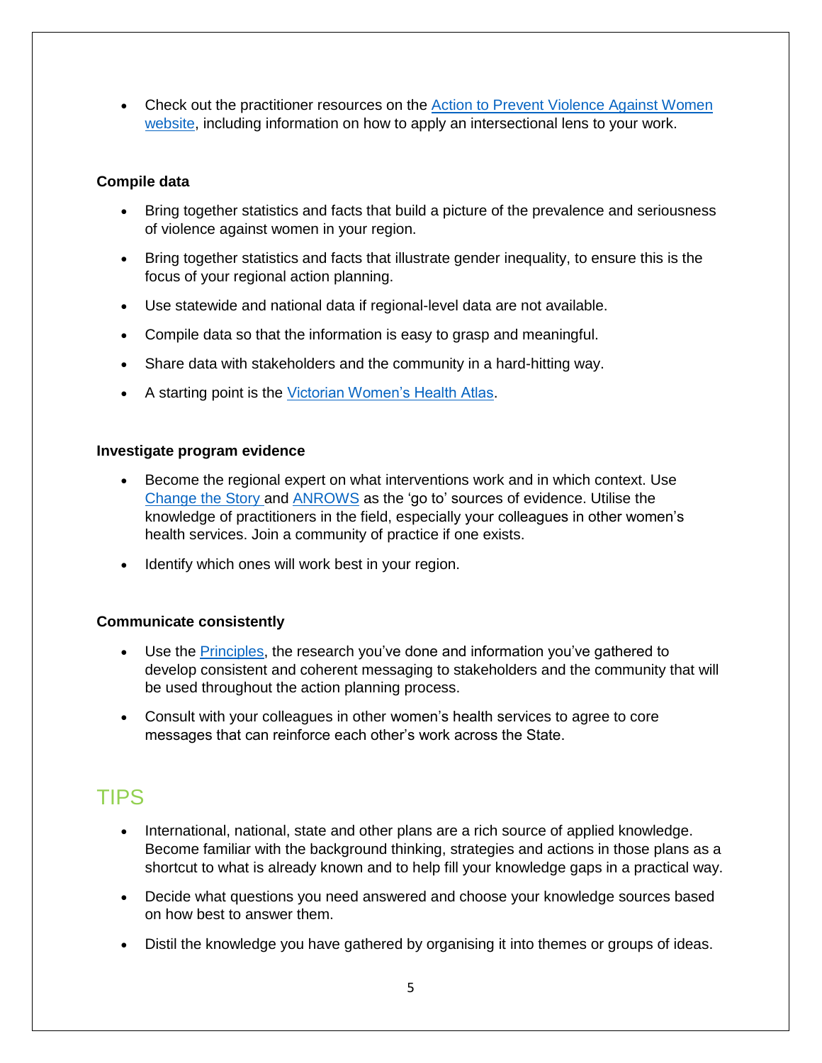- Check out the practitioner resources on the [Action to Prevent Violence Against Women website](), including information on how to apply an intersectional lens to your work.

**Compile data**

- Bring together statistics and facts that build a picture of the prevalence and seriousness of violence against women in your region.
- Bring together statistics and facts that illustrate gender inequality, to ensure this is the focus of your regional action planning.
- Use statewide and national data if regional-level data are not available.
- Compile data so that the information is easy to grasp and meaningful.
- Share data with stakeholders and the community in a hard-hitting way.
- A starting point is the [Victorian Women's Health Atlas]().

**Investigate program evidence**

- Become the regional expert on what interventions work and in which context. Use [Change the Story]() and [ANROWS]() as the 'go to' sources of evidence. Utilise the knowledge of practitioners in the field, especially your colleagues in other women's health services. Join a community of practice if one exists.
- Identify which ones will work best in your region.

**Communicate consistently**

- Use the [Principles](), the research you've done and information you've gathered to develop consistent and coherent messaging to stakeholders and the community that will be used throughout the action planning process.
- Consult with your colleagues in other women's health services to agree to core messages that can reinforce each other's work across the State.

## TIPS

- International, national, state and other plans are a rich source of applied knowledge. Become familiar with the background thinking, strategies and actions in those plans as a shortcut to what is already known and to help fill your knowledge gaps in a practical way.
- Decide what questions you need answered and choose your knowledge sources based on how best to answer them.
- Distil the knowledge you have gathered by organising it into themes or groups of ideas.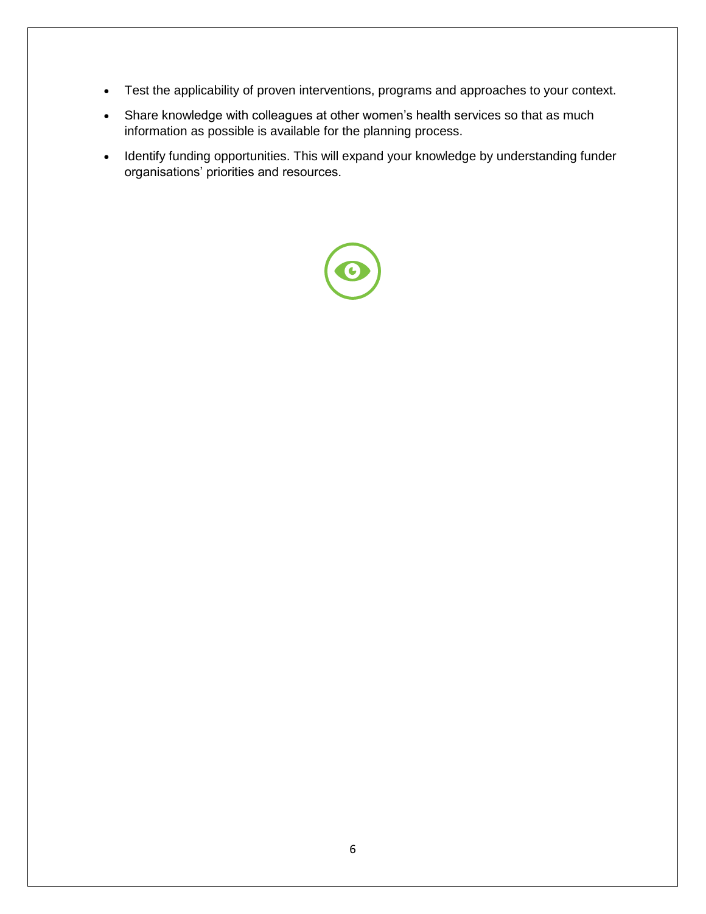- Test the applicability of proven interventions, programs and approaches to your context.
- Share knowledge with colleagues at other women's health services so that as much information as possible is available for the planning process.
- Identify funding opportunities. This will expand your knowledge by understanding funder organisations' priorities and resources.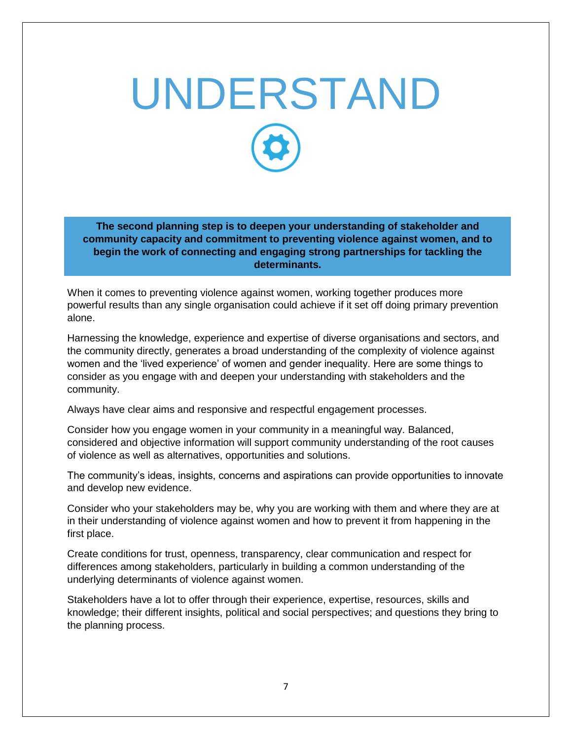# UNDERSTAND

**The second planning step is to deepen your understanding of stakeholder and community capacity and commitment to preventing violence against women, and to begin the work of connecting and engaging strong partnerships for tackling the determinants.**

When it comes to preventing violence against women, working together produces more powerful results than any single organisation could achieve if it set off doing primary prevention alone.

Harnessing the knowledge, experience and expertise of diverse organisations and sectors, and the community directly, generates a broad understanding of the complexity of violence against women and the 'lived experience' of women and gender inequality. Here are some things to consider as you engage with and deepen your understanding with stakeholders and the community.

Always have clear aims and responsive and respectful engagement processes.

Consider how you engage women in your community in a meaningful way. Balanced, considered and objective information will support community understanding of the root causes of violence as well as alternatives, opportunities and solutions.

The community's ideas, insights, concerns and aspirations can provide opportunities to innovate and develop new evidence.

Consider who your stakeholders may be, why you are working with them and where they are at in their understanding of violence against women and how to prevent it from happening in the first place.

Create conditions for trust, openness, transparency, clear communication and respect for differences among stakeholders, particularly in building a common understanding of the underlying determinants of violence against women.

Stakeholders have a lot to offer through their experience, expertise, resources, skills and knowledge; their different insights, political and social perspectives; and questions they bring to the planning process.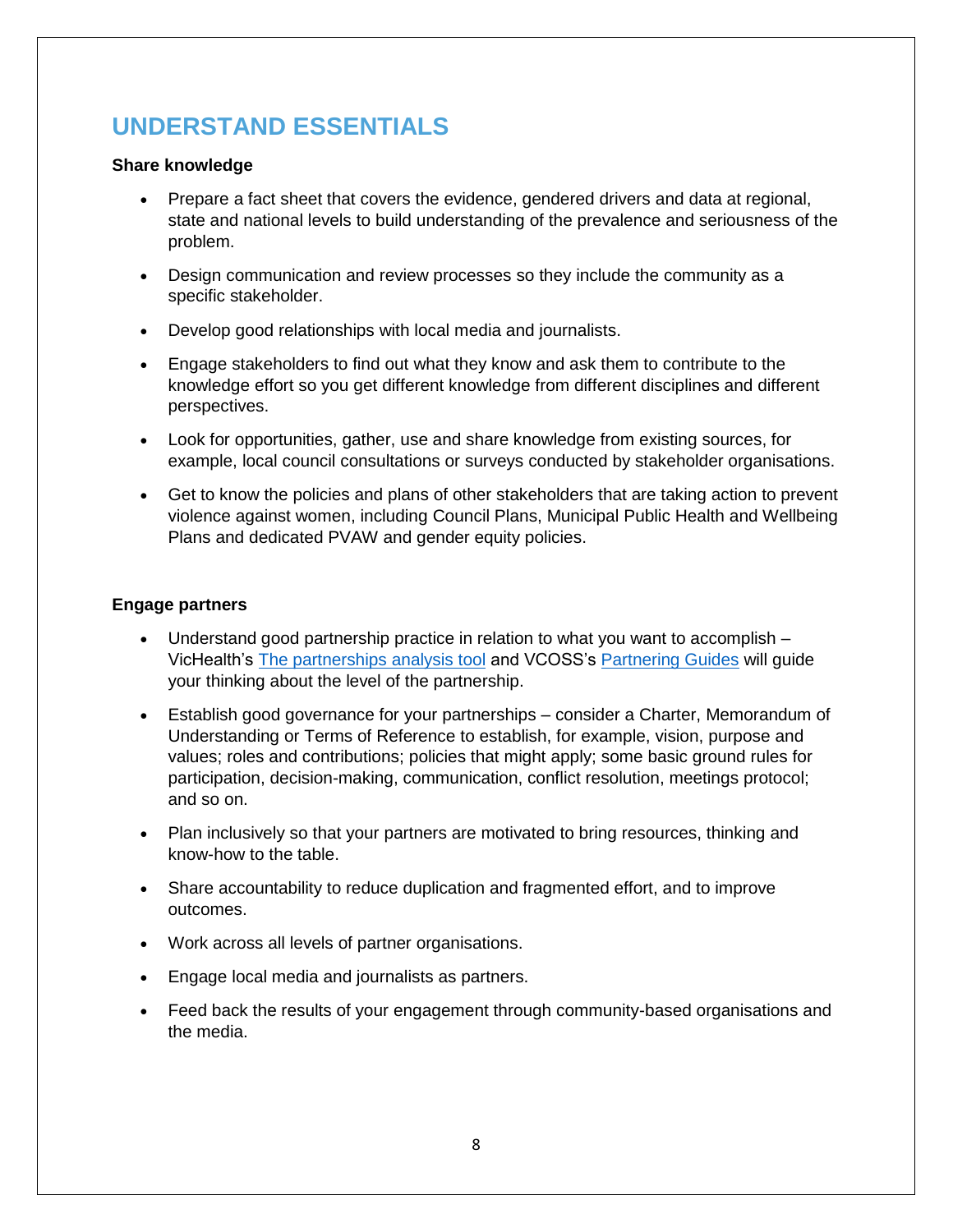# UNDERSTAND ESSENTIALS

**Share knowledge**

- Prepare a fact sheet that covers the evidence, gendered drivers and data at regional, state and national levels to build understanding of the prevalence and seriousness of the problem.
- Design communication and review processes so they include the community as a specific stakeholder.
- Develop good relationships with local media and journalists.
- Engage stakeholders to find out what they know and ask them to contribute to the knowledge effort so you get different knowledge from different disciplines and different perspectives.
- Look for opportunities, gather, use and share knowledge from existing sources, for example, local council consultations or surveys conducted by stakeholder organisations.
- Get to know the policies and plans of other stakeholders that are taking action to prevent violence against women, including Council Plans, Municipal Public Health and Wellbeing Plans and dedicated PVAW and gender equity policies.

**Engage partners**

- Understand good partnership practice in relation to what you want to accomplish – VicHealth's The partnerships analysis tool and VCOSS's Partnering Guides will guide your thinking about the level of the partnership.
- Establish good governance for your partnerships – consider a Charter, Memorandum of Understanding or Terms of Reference to establish, for example, vision, purpose and values; roles and contributions; policies that might apply; some basic ground rules for participation, decision-making, communication, conflict resolution, meetings protocol; and so on.
- Plan inclusively so that your partners are motivated to bring resources, thinking and know-how to the table.
- Share accountability to reduce duplication and fragmented effort, and to improve outcomes.
- Work across all levels of partner organisations.
- Engage local media and journalists as partners.
- Feed back the results of your engagement through community-based organisations and the media.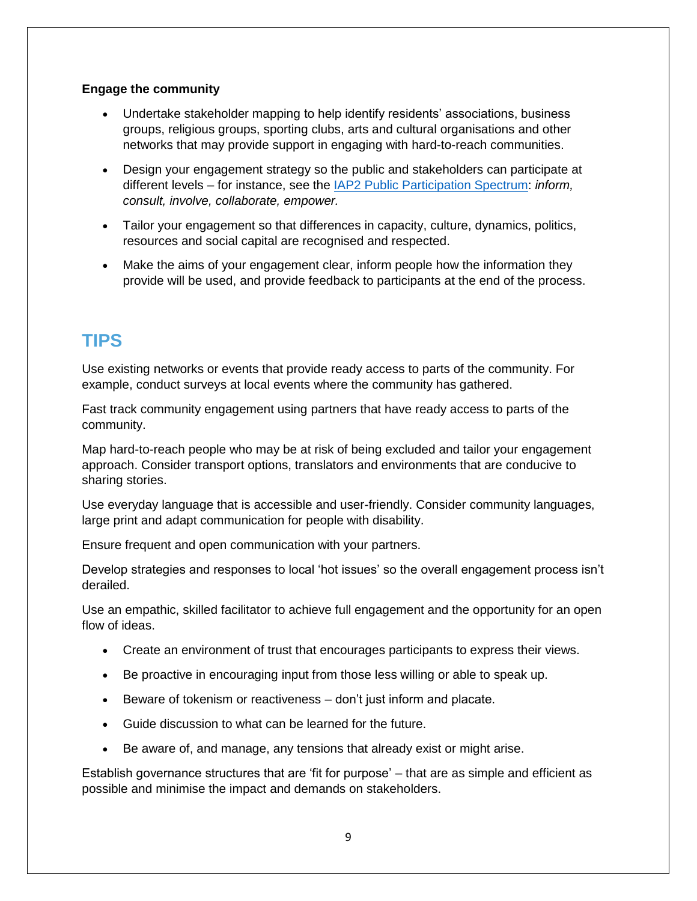**Engage the community**

- Undertake stakeholder mapping to help identify residents' associations, business groups, religious groups, sporting clubs, arts and cultural organisations and other networks that may provide support in engaging with hard-to-reach communities.
- Design your engagement strategy so the public and stakeholders can participate at different levels – for instance, see the IAP2 Public Participation Spectrum: *inform, consult, involve, collaborate, empower.*
- Tailor your engagement so that differences in capacity, culture, dynamics, politics, resources and social capital are recognised and respected.
- Make the aims of your engagement clear, inform people how the information they provide will be used, and provide feedback to participants at the end of the process.

## TIPS

Use existing networks or events that provide ready access to parts of the community. For example, conduct surveys at local events where the community has gathered.

Fast track community engagement using partners that have ready access to parts of the community.

Map hard-to-reach people who may be at risk of being excluded and tailor your engagement approach. Consider transport options, translators and environments that are conducive to sharing stories.

Use everyday language that is accessible and user-friendly. Consider community languages, large print and adapt communication for people with disability.

Ensure frequent and open communication with your partners.

Develop strategies and responses to local 'hot issues' so the overall engagement process isn't derailed.

Use an empathic, skilled facilitator to achieve full engagement and the opportunity for an open flow of ideas.

- Create an environment of trust that encourages participants to express their views.
- Be proactive in encouraging input from those less willing or able to speak up.
- Beware of tokenism or reactiveness – don't just inform and placate.
- Guide discussion to what can be learned for the future.
- Be aware of, and manage, any tensions that already exist or might arise.

Establish governance structures that are 'fit for purpose' – that are as simple and efficient as possible and minimise the impact and demands on stakeholders.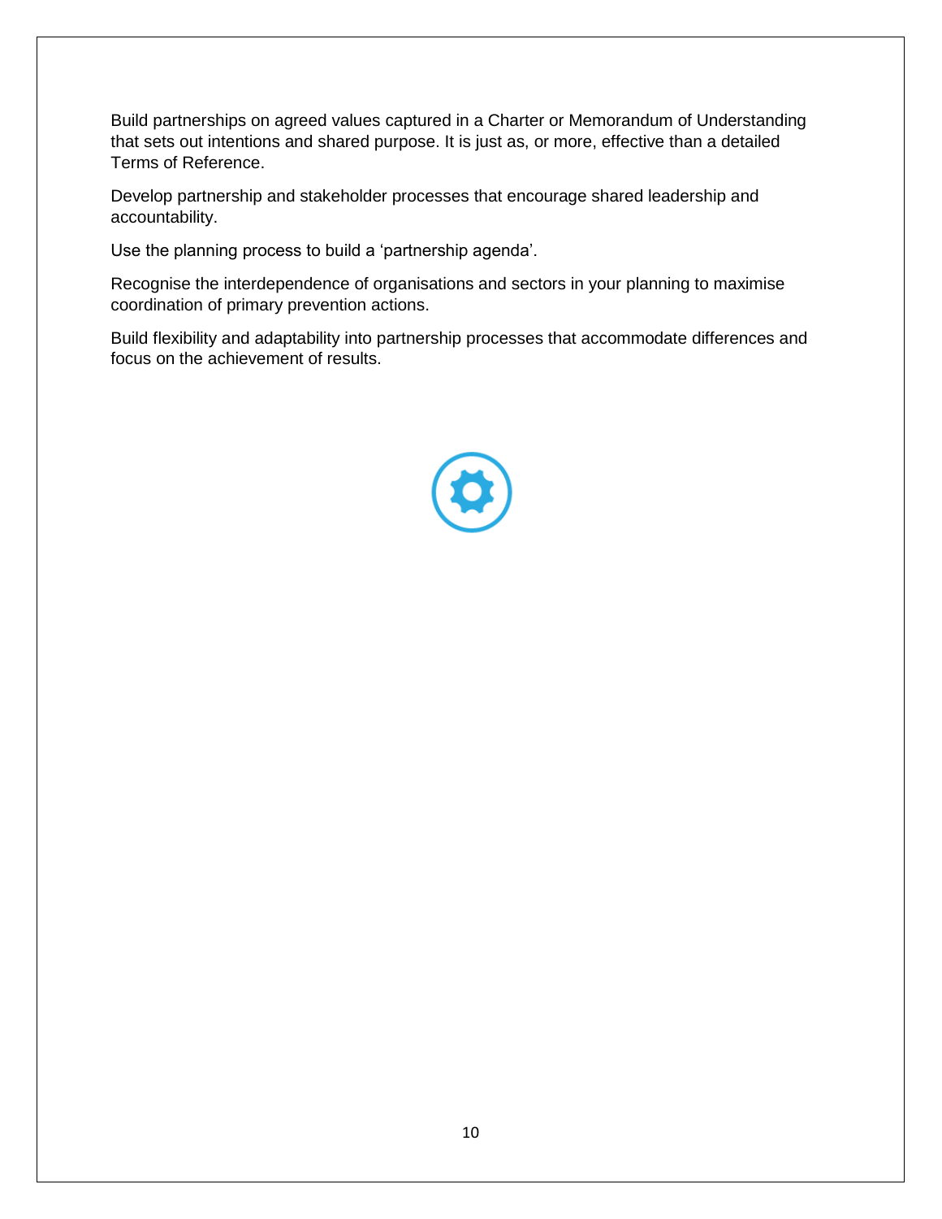Build partnerships on agreed values captured in a Charter or Memorandum of Understanding that sets out intentions and shared purpose. It is just as, or more, effective than a detailed Terms of Reference.

Develop partnership and stakeholder processes that encourage shared leadership and accountability.

Use the planning process to build a 'partnership agenda'.

Recognise the interdependence of organisations and sectors in your planning to maximise coordination of primary prevention actions.

Build flexibility and adaptability into partnership processes that accommodate differences and focus on the achievement of results.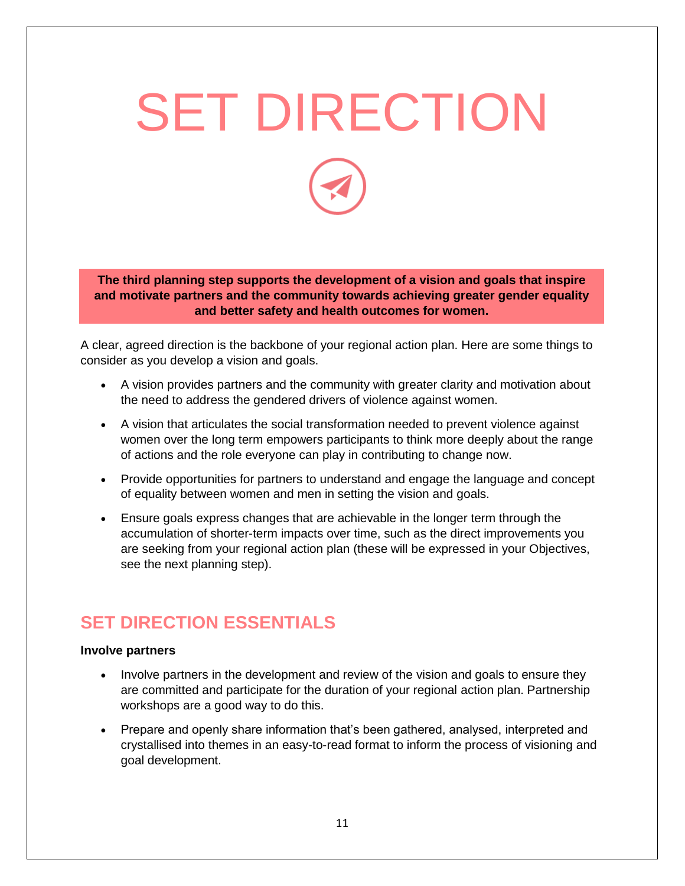# SET DIRECTION

**The third planning step supports the development of a vision and goals that inspire and motivate partners and the community towards achieving greater gender equality and better safety and health outcomes for women.**

A clear, agreed direction is the backbone of your regional action plan. Here are some things to consider as you develop a vision and goals.

- A vision provides partners and the community with greater clarity and motivation about the need to address the gendered drivers of violence against women.
- A vision that articulates the social transformation needed to prevent violence against women over the long term empowers participants to think more deeply about the range of actions and the role everyone can play in contributing to change now.
- Provide opportunities for partners to understand and engage the language and concept of equality between women and men in setting the vision and goals.
- Ensure goals express changes that are achievable in the longer term through the accumulation of shorter-term impacts over time, such as the direct improvements you are seeking from your regional action plan (these will be expressed in your Objectives, see the next planning step).

## SET DIRECTION ESSENTIALS

**Involve partners**

- Involve partners in the development and review of the vision and goals to ensure they are committed and participate for the duration of your regional action plan. Partnership workshops are a good way to do this.
- Prepare and openly share information that's been gathered, analysed, interpreted and crystallised into themes in an easy-to-read format to inform the process of visioning and goal development.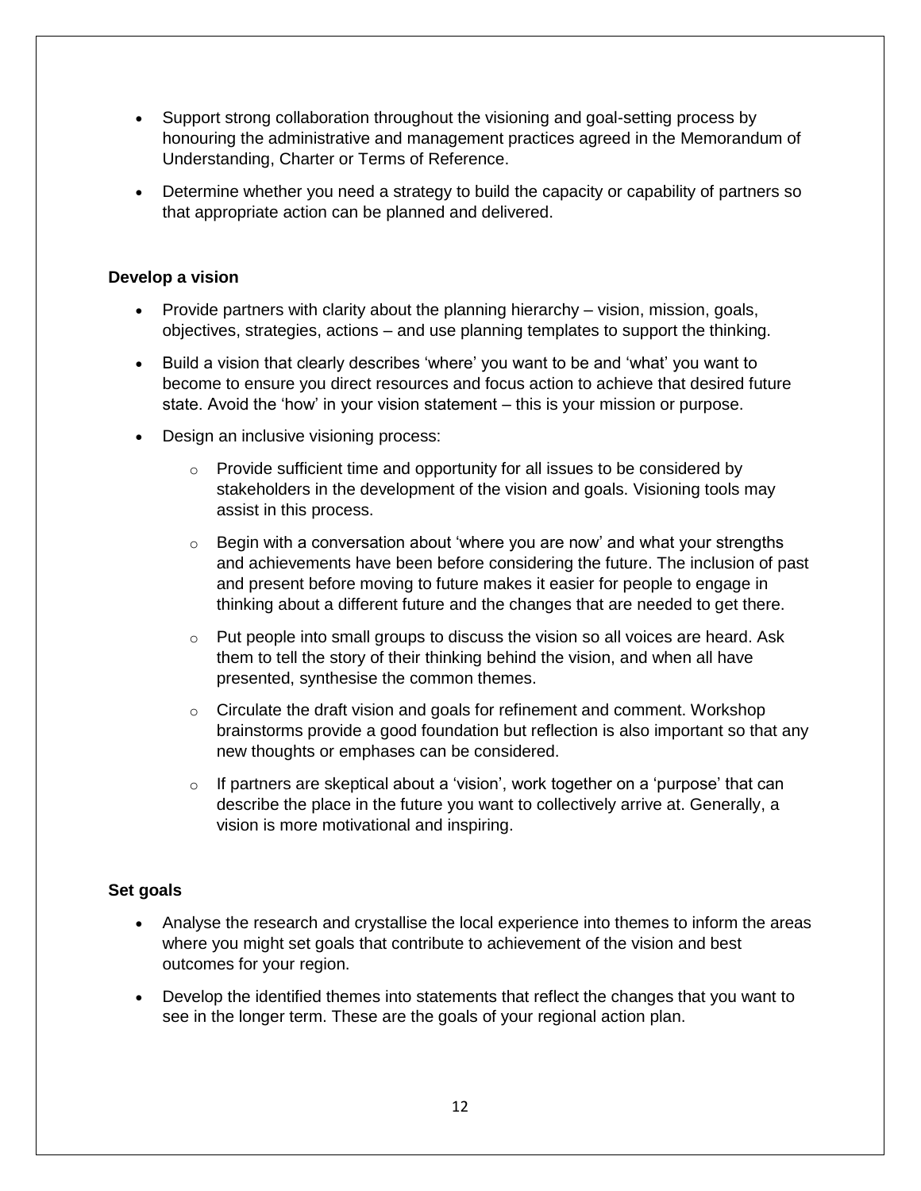- Support strong collaboration throughout the visioning and goal-setting process by honouring the administrative and management practices agreed in the Memorandum of Understanding, Charter or Terms of Reference.
- Determine whether you need a strategy to build the capacity or capability of partners so that appropriate action can be planned and delivered.

**Develop a vision**

- Provide partners with clarity about the planning hierarchy – vision, mission, goals, objectives, strategies, actions – and use planning templates to support the thinking.
- Build a vision that clearly describes 'where' you want to be and 'what' you want to become to ensure you direct resources and focus action to achieve that desired future state. Avoid the 'how' in your vision statement – this is your mission or purpose.
- Design an inclusive visioning process:
  - Provide sufficient time and opportunity for all issues to be considered by stakeholders in the development of the vision and goals. Visioning tools may assist in this process.
  - Begin with a conversation about 'where you are now' and what your strengths and achievements have been before considering the future. The inclusion of past and present before moving to future makes it easier for people to engage in thinking about a different future and the changes that are needed to get there.
  - Put people into small groups to discuss the vision so all voices are heard. Ask them to tell the story of their thinking behind the vision, and when all have presented, synthesise the common themes.
  - Circulate the draft vision and goals for refinement and comment. Workshop brainstorms provide a good foundation but reflection is also important so that any new thoughts or emphases can be considered.
  - If partners are skeptical about a 'vision', work together on a 'purpose' that can describe the place in the future you want to collectively arrive at. Generally, a vision is more motivational and inspiring.

**Set goals**

- Analyse the research and crystallise the local experience into themes to inform the areas where you might set goals that contribute to achievement of the vision and best outcomes for your region.
- Develop the identified themes into statements that reflect the changes that you want to see in the longer term. These are the goals of your regional action plan.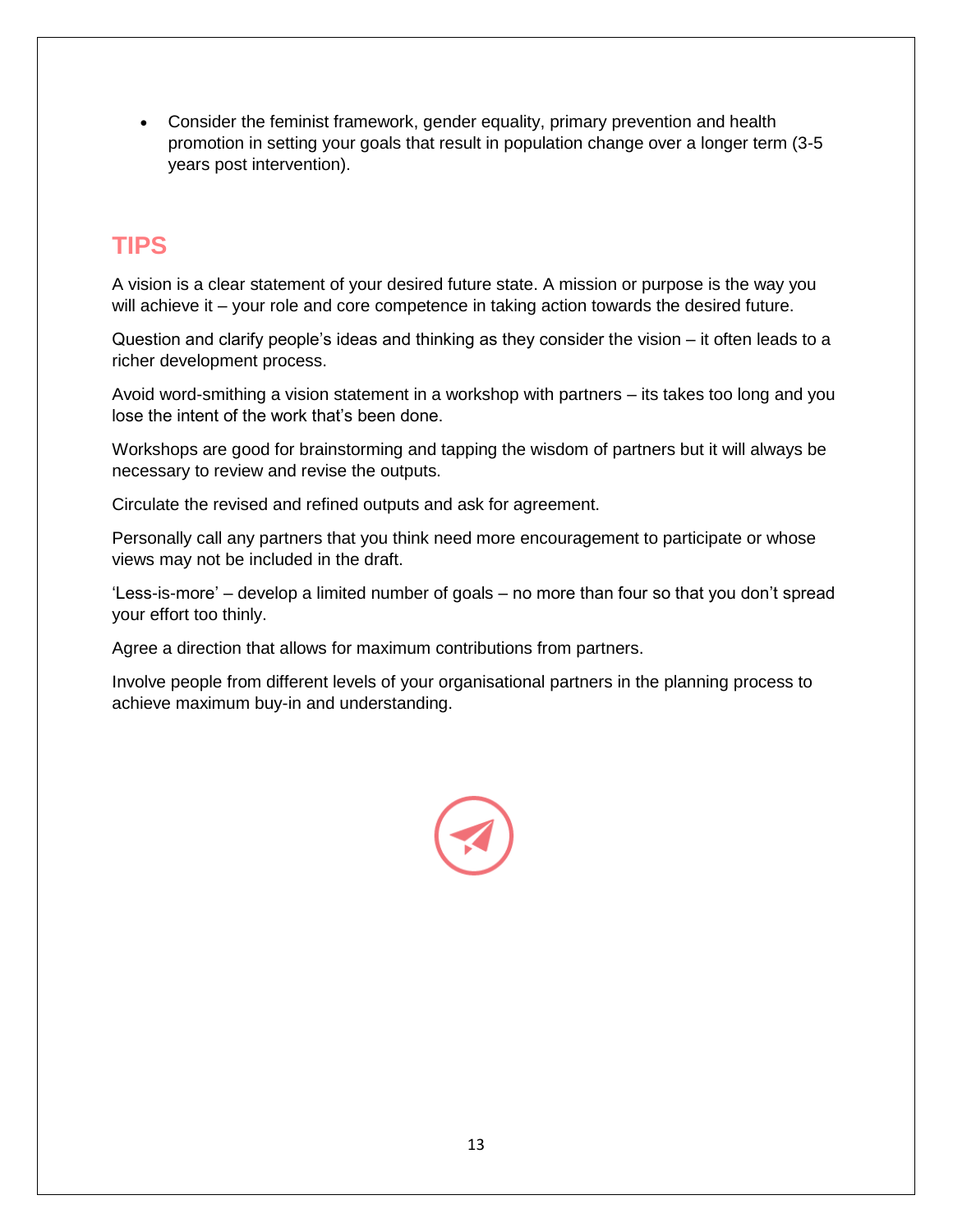- Consider the feminist framework, gender equality, primary prevention and health promotion in setting your goals that result in population change over a longer term (3-5 years post intervention).

## TIPS

A vision is a clear statement of your desired future state. A mission or purpose is the way you will achieve it – your role and core competence in taking action towards the desired future.

Question and clarify people's ideas and thinking as they consider the vision – it often leads to a richer development process.

Avoid word-smithing a vision statement in a workshop with partners – its takes too long and you lose the intent of the work that's been done.

Workshops are good for brainstorming and tapping the wisdom of partners but it will always be necessary to review and revise the outputs.

Circulate the revised and refined outputs and ask for agreement.

Personally call any partners that you think need more encouragement to participate or whose views may not be included in the draft.

'Less-is-more' – develop a limited number of goals – no more than four so that you don't spread your effort too thinly.

Agree a direction that allows for maximum contributions from partners.

Involve people from different levels of your organisational partners in the planning process to achieve maximum buy-in and understanding.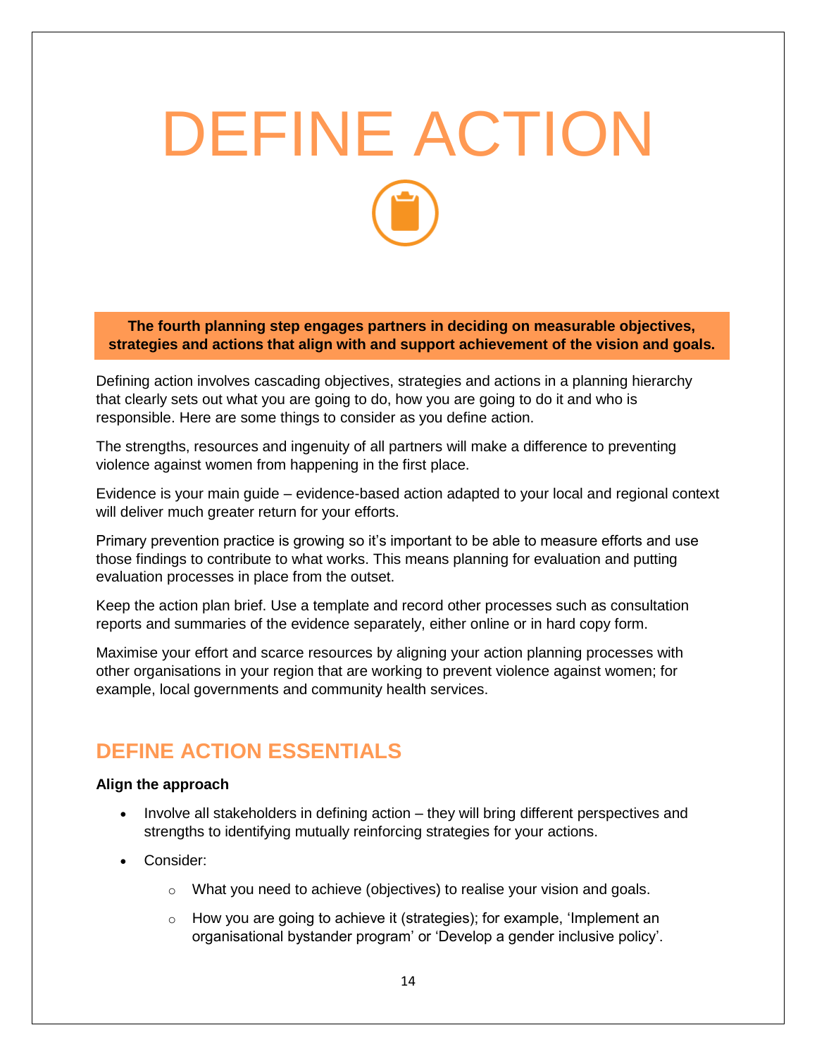# DEFINE ACTION

**The fourth planning step engages partners in deciding on measurable objectives, strategies and actions that align with and support achievement of the vision and goals.**

Defining action involves cascading objectives, strategies and actions in a planning hierarchy that clearly sets out what you are going to do, how you are going to do it and who is responsible. Here are some things to consider as you define action.

The strengths, resources and ingenuity of all partners will make a difference to preventing violence against women from happening in the first place.

Evidence is your main guide – evidence-based action adapted to your local and regional context will deliver much greater return for your efforts.

Primary prevention practice is growing so it's important to be able to measure efforts and use those findings to contribute to what works. This means planning for evaluation and putting evaluation processes in place from the outset.

Keep the action plan brief. Use a template and record other processes such as consultation reports and summaries of the evidence separately, either online or in hard copy form.

Maximise your effort and scarce resources by aligning your action planning processes with other organisations in your region that are working to prevent violence against women; for example, local governments and community health services.

## DEFINE ACTION ESSENTIALS

**Align the approach**

- Involve all stakeholders in defining action – they will bring different perspectives and strengths to identifying mutually reinforcing strategies for your actions.
- Consider:
  - What you need to achieve (objectives) to realise your vision and goals.
  - How you are going to achieve it (strategies); for example, 'Implement an organisational bystander program' or 'Develop a gender inclusive policy'.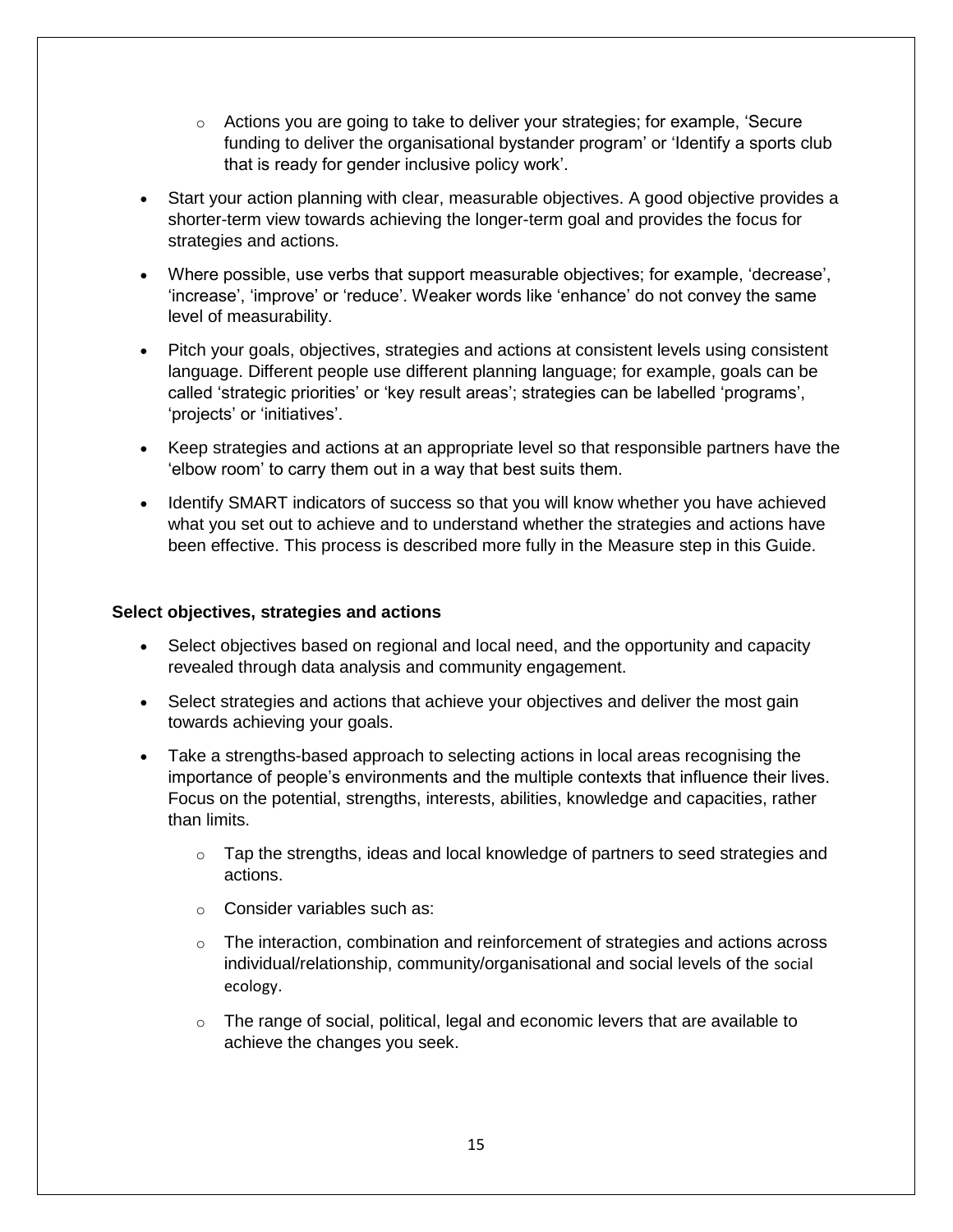- Actions you are going to take to deliver your strategies; for example, 'Secure funding to deliver the organisational bystander program' or 'Identify a sports club that is ready for gender inclusive policy work'.

- Start your action planning with clear, measurable objectives. A good objective provides a shorter-term view towards achieving the longer-term goal and provides the focus for strategies and actions.
- Where possible, use verbs that support measurable objectives; for example, 'decrease', 'increase', 'improve' or 'reduce'. Weaker words like 'enhance' do not convey the same level of measurability.
- Pitch your goals, objectives, strategies and actions at consistent levels using consistent language. Different people use different planning language; for example, goals can be called 'strategic priorities' or 'key result areas'; strategies can be labelled 'programs', 'projects' or 'initiatives'.
- Keep strategies and actions at an appropriate level so that responsible partners have the 'elbow room' to carry them out in a way that best suits them.
- Identify SMART indicators of success so that you will know whether you have achieved what you set out to achieve and to understand whether the strategies and actions have been effective. This process is described more fully in the Measure step in this Guide.

**Select objectives, strategies and actions**

- Select objectives based on regional and local need, and the opportunity and capacity revealed through data analysis and community engagement.
- Select strategies and actions that achieve your objectives and deliver the most gain towards achieving your goals.
- Take a strengths-based approach to selecting actions in local areas recognising the importance of people's environments and the multiple contexts that influence their lives. Focus on the potential, strengths, interests, abilities, knowledge and capacities, rather than limits.
  - Tap the strengths, ideas and local knowledge of partners to seed strategies and actions.
  - Consider variables such as:
  - The interaction, combination and reinforcement of strategies and actions across individual/relationship, community/organisational and social levels of the social ecology.
  - The range of social, political, legal and economic levers that are available to achieve the changes you seek.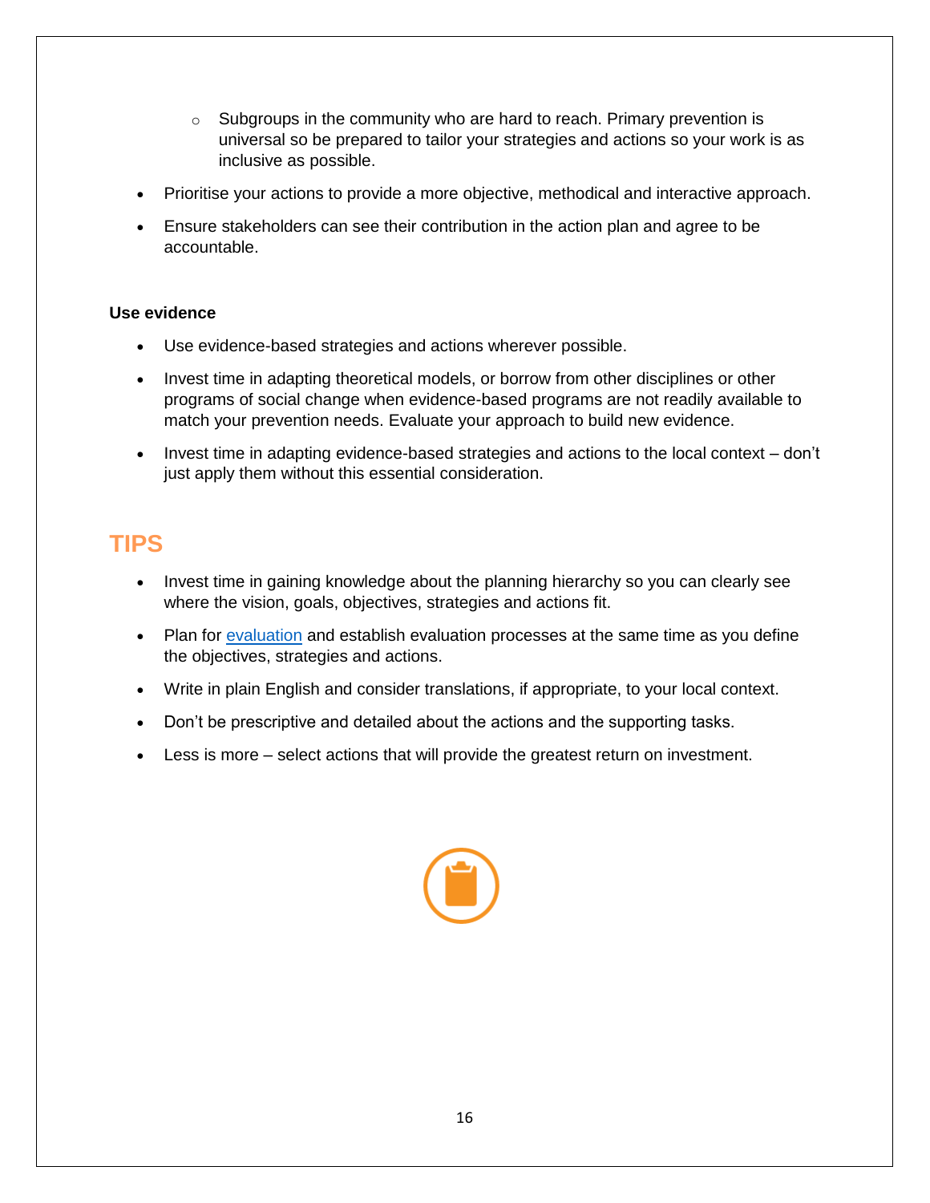- Subgroups in the community who are hard to reach. Primary prevention is universal so be prepared to tailor your strategies and actions so your work is as inclusive as possible.
- Prioritise your actions to provide a more objective, methodical and interactive approach.
- Ensure stakeholders can see their contribution in the action plan and agree to be accountable.

**Use evidence**

- Use evidence-based strategies and actions wherever possible.
- Invest time in adapting theoretical models, or borrow from other disciplines or other programs of social change when evidence-based programs are not readily available to match your prevention needs. Evaluate your approach to build new evidence.
- Invest time in adapting evidence-based strategies and actions to the local context – don't just apply them without this essential consideration.

## TIPS

- Invest time in gaining knowledge about the planning hierarchy so you can clearly see where the vision, goals, objectives, strategies and actions fit.
- Plan for evaluation and establish evaluation processes at the same time as you define the objectives, strategies and actions.
- Write in plain English and consider translations, if appropriate, to your local context.
- Don't be prescriptive and detailed about the actions and the supporting tasks.
- Less is more – select actions that will provide the greatest return on investment.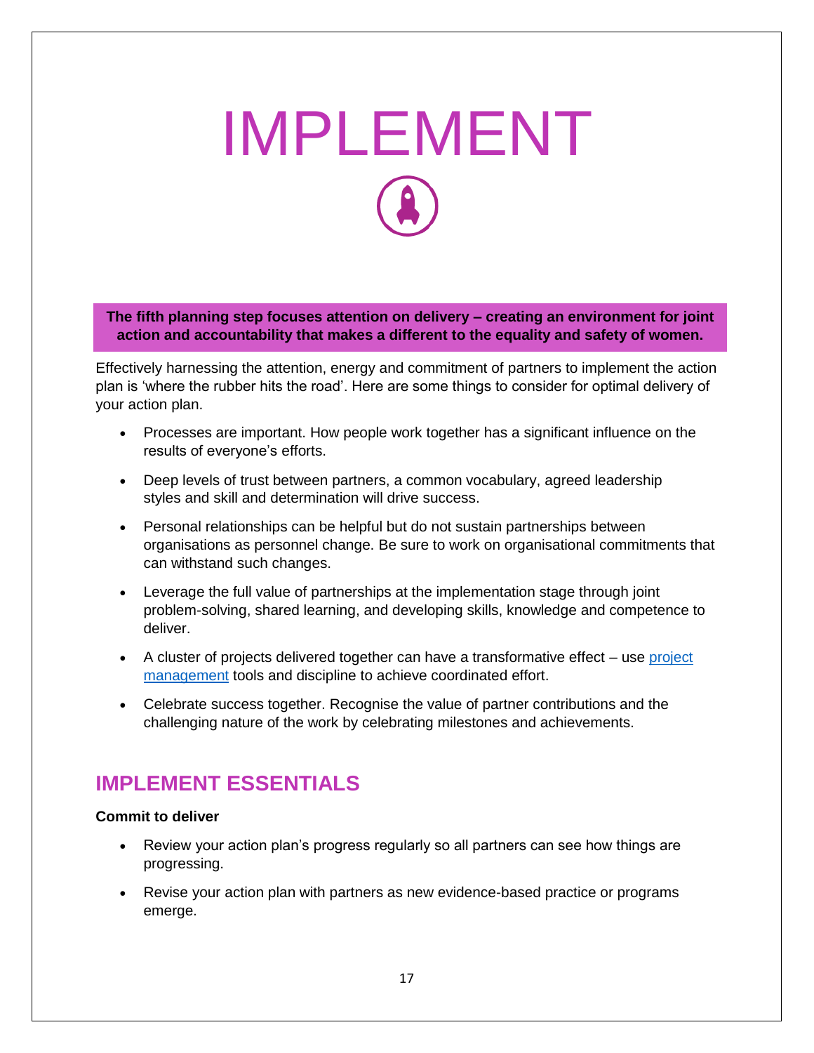# IMPLEMENT

**The fifth planning step focuses attention on delivery – creating an environment for joint action and accountability that makes a different to the equality and safety of women.**

Effectively harnessing the attention, energy and commitment of partners to implement the action plan is 'where the rubber hits the road'. Here are some things to consider for optimal delivery of your action plan.

- Processes are important. How people work together has a significant influence on the results of everyone's efforts.
- Deep levels of trust between partners, a common vocabulary, agreed leadership styles and skill and determination will drive success.
- Personal relationships can be helpful but do not sustain partnerships between organisations as personnel change. Be sure to work on organisational commitments that can withstand such changes.
- Leverage the full value of partnerships at the implementation stage through joint problem-solving, shared learning, and developing skills, knowledge and competence to deliver.
- A cluster of projects delivered together can have a transformative effect – use project management tools and discipline to achieve coordinated effort.
- Celebrate success together. Recognise the value of partner contributions and the challenging nature of the work by celebrating milestones and achievements.

## IMPLEMENT ESSENTIALS

**Commit to deliver**

- Review your action plan's progress regularly so all partners can see how things are progressing.
- Revise your action plan with partners as new evidence-based practice or programs emerge.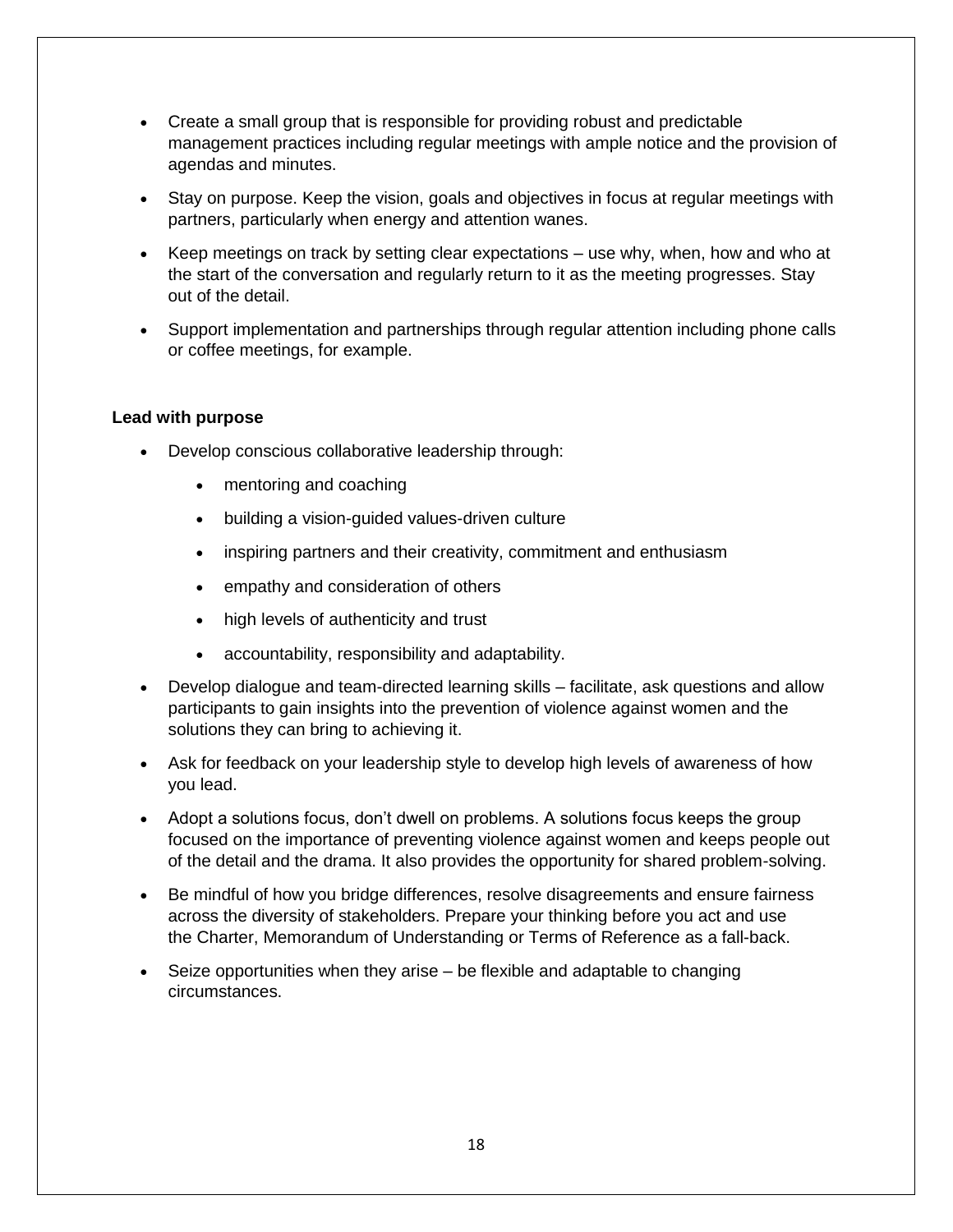- Create a small group that is responsible for providing robust and predictable management practices including regular meetings with ample notice and the provision of agendas and minutes.
- Stay on purpose. Keep the vision, goals and objectives in focus at regular meetings with partners, particularly when energy and attention wanes.
- Keep meetings on track by setting clear expectations – use why, when, how and who at the start of the conversation and regularly return to it as the meeting progresses. Stay out of the detail.
- Support implementation and partnerships through regular attention including phone calls or coffee meetings, for example.

**Lead with purpose**

- Develop conscious collaborative leadership through:
  - mentoring and coaching
  - building a vision-guided values-driven culture
  - inspiring partners and their creativity, commitment and enthusiasm
  - empathy and consideration of others
  - high levels of authenticity and trust
  - accountability, responsibility and adaptability.
- Develop dialogue and team-directed learning skills – facilitate, ask questions and allow participants to gain insights into the prevention of violence against women and the solutions they can bring to achieving it.
- Ask for feedback on your leadership style to develop high levels of awareness of how you lead.
- Adopt a solutions focus, don't dwell on problems. A solutions focus keeps the group focused on the importance of preventing violence against women and keeps people out of the detail and the drama. It also provides the opportunity for shared problem-solving.
- Be mindful of how you bridge differences, resolve disagreements and ensure fairness across the diversity of stakeholders. Prepare your thinking before you act and use the Charter, Memorandum of Understanding or Terms of Reference as a fall-back.
- Seize opportunities when they arise – be flexible and adaptable to changing circumstances.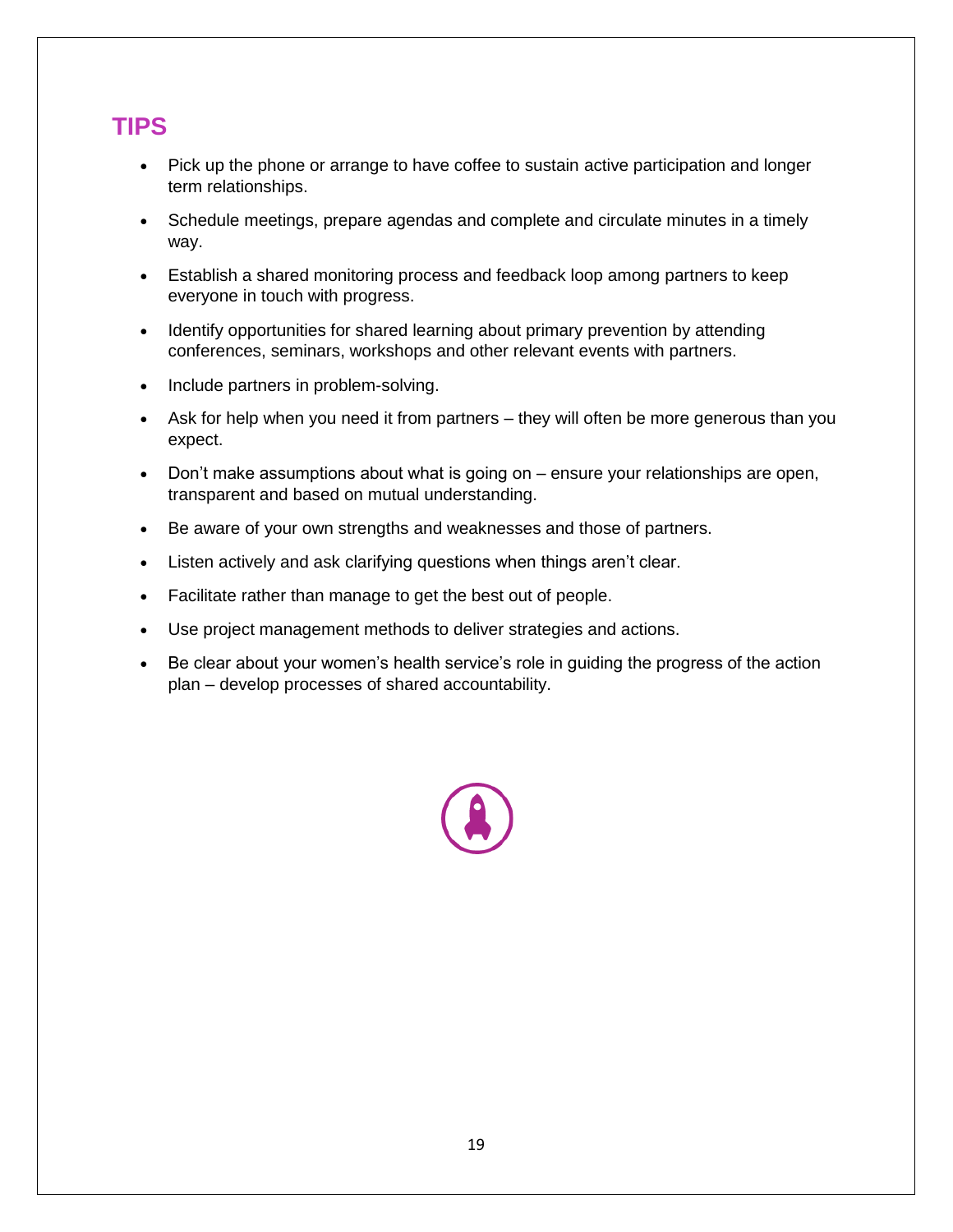## TIPS

- Pick up the phone or arrange to have coffee to sustain active participation and longer term relationships.
- Schedule meetings, prepare agendas and complete and circulate minutes in a timely way.
- Establish a shared monitoring process and feedback loop among partners to keep everyone in touch with progress.
- Identify opportunities for shared learning about primary prevention by attending conferences, seminars, workshops and other relevant events with partners.
- Include partners in problem-solving.
- Ask for help when you need it from partners – they will often be more generous than you expect.
- Don't make assumptions about what is going on – ensure your relationships are open, transparent and based on mutual understanding.
- Be aware of your own strengths and weaknesses and those of partners.
- Listen actively and ask clarifying questions when things aren't clear.
- Facilitate rather than manage to get the best out of people.
- Use project management methods to deliver strategies and actions.
- Be clear about your women's health service's role in guiding the progress of the action plan – develop processes of shared accountability.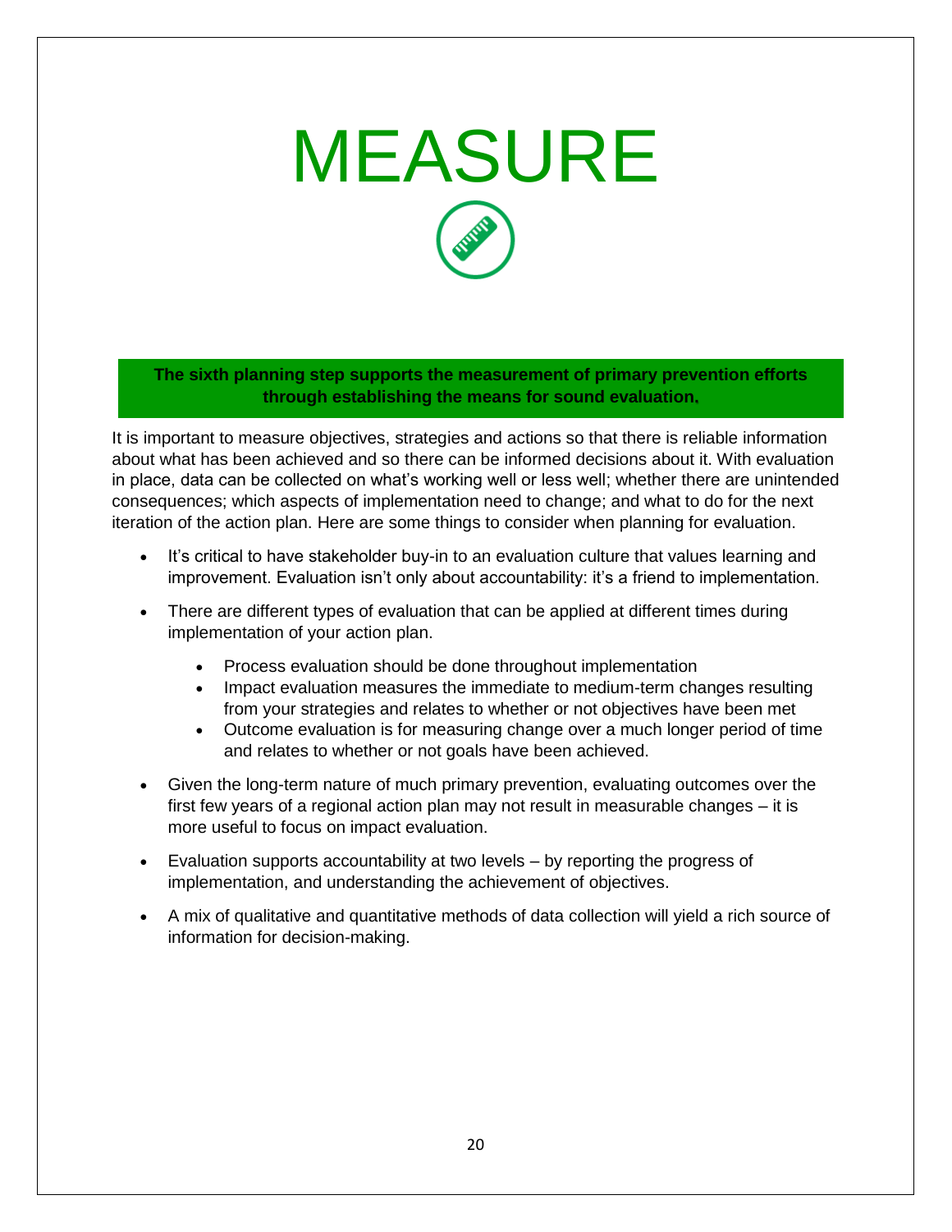# MEASURE

**The sixth planning step supports the measurement of primary prevention efforts through establishing the means for sound evaluation,**

It is important to measure objectives, strategies and actions so that there is reliable information about what has been achieved and so there can be informed decisions about it. With evaluation in place, data can be collected on what's working well or less well; whether there are unintended consequences; which aspects of implementation need to change; and what to do for the next iteration of the action plan. Here are some things to consider when planning for evaluation.

- It's critical to have stakeholder buy-in to an evaluation culture that values learning and improvement. Evaluation isn't only about accountability: it's a friend to implementation.
- There are different types of evaluation that can be applied at different times during implementation of your action plan.
  - Process evaluation should be done throughout implementation
  - Impact evaluation measures the immediate to medium-term changes resulting from your strategies and relates to whether or not objectives have been met
  - Outcome evaluation is for measuring change over a much longer period of time and relates to whether or not goals have been achieved.
- Given the long-term nature of much primary prevention, evaluating outcomes over the first few years of a regional action plan may not result in measurable changes – it is more useful to focus on impact evaluation.
- Evaluation supports accountability at two levels – by reporting the progress of implementation, and understanding the achievement of objectives.
- A mix of qualitative and quantitative methods of data collection will yield a rich source of information for decision-making.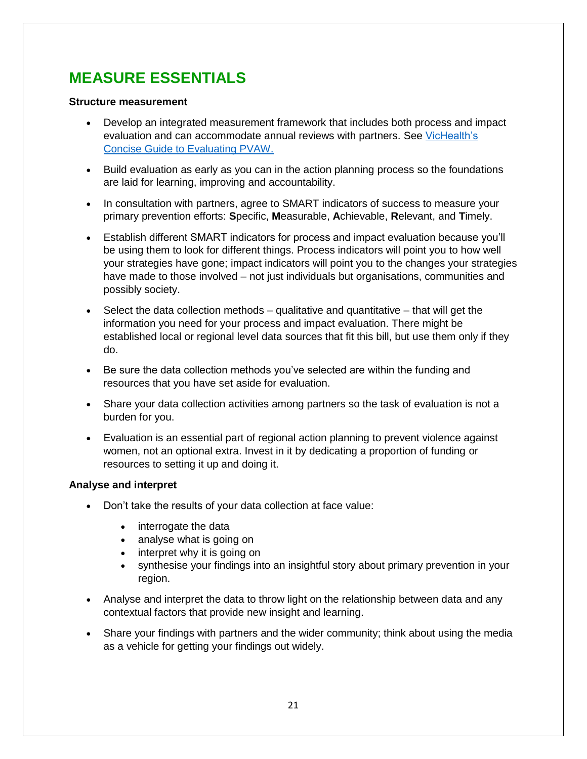# MEASURE ESSENTIALS

**Structure measurement**

- Develop an integrated measurement framework that includes both process and impact evaluation and can accommodate annual reviews with partners. See [VicHealth's Concise Guide to Evaluating PVAW.]()
- Build evaluation as early as you can in the action planning process so the foundations are laid for learning, improving and accountability.
- In consultation with partners, agree to SMART indicators of success to measure your primary prevention efforts: **S**pecific, **M**easurable, **A**chievable, **R**elevant, and **T**imely.
- Establish different SMART indicators for process and impact evaluation because you'll be using them to look for different things. Process indicators will point you to how well your strategies have gone; impact indicators will point you to the changes your strategies have made to those involved – not just individuals but organisations, communities and possibly society.
- Select the data collection methods – qualitative and quantitative – that will get the information you need for your process and impact evaluation. There might be established local or regional level data sources that fit this bill, but use them only if they do.
- Be sure the data collection methods you've selected are within the funding and resources that you have set aside for evaluation.
- Share your data collection activities among partners so the task of evaluation is not a burden for you.
- Evaluation is an essential part of regional action planning to prevent violence against women, not an optional extra. Invest in it by dedicating a proportion of funding or resources to setting it up and doing it.

**Analyse and interpret**

- Don't take the results of your data collection at face value:
  - interrogate the data
  - analyse what is going on
  - interpret why it is going on
  - synthesise your findings into an insightful story about primary prevention in your region.
- Analyse and interpret the data to throw light on the relationship between data and any contextual factors that provide new insight and learning.
- Share your findings with partners and the wider community; think about using the media as a vehicle for getting your findings out widely.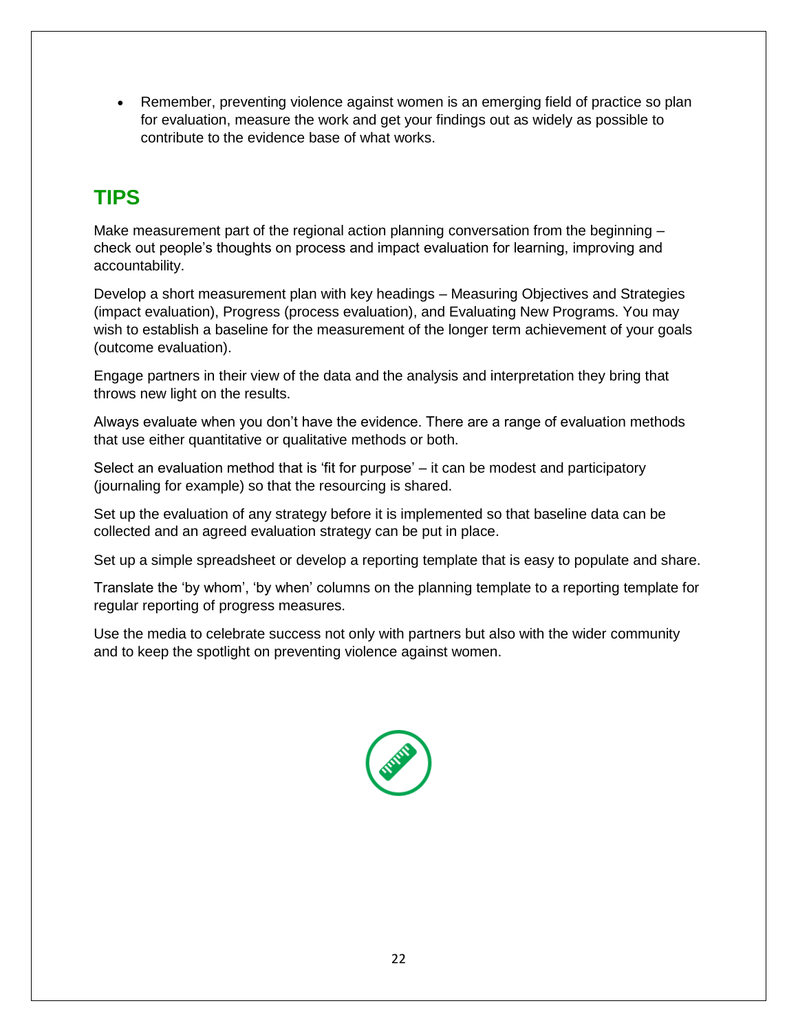- Remember, preventing violence against women is an emerging field of practice so plan for evaluation, measure the work and get your findings out as widely as possible to contribute to the evidence base of what works.

## TIPS

Make measurement part of the regional action planning conversation from the beginning – check out people's thoughts on process and impact evaluation for learning, improving and accountability.

Develop a short measurement plan with key headings – Measuring Objectives and Strategies (impact evaluation), Progress (process evaluation), and Evaluating New Programs. You may wish to establish a baseline for the measurement of the longer term achievement of your goals (outcome evaluation).

Engage partners in their view of the data and the analysis and interpretation they bring that throws new light on the results.

Always evaluate when you don't have the evidence. There are a range of evaluation methods that use either quantitative or qualitative methods or both.

Select an evaluation method that is 'fit for purpose' – it can be modest and participatory (journaling for example) so that the resourcing is shared.

Set up the evaluation of any strategy before it is implemented so that baseline data can be collected and an agreed evaluation strategy can be put in place.

Set up a simple spreadsheet or develop a reporting template that is easy to populate and share.

Translate the 'by whom', 'by when' columns on the planning template to a reporting template for regular reporting of progress measures.

Use the media to celebrate success not only with partners but also with the wider community and to keep the spotlight on preventing violence against women.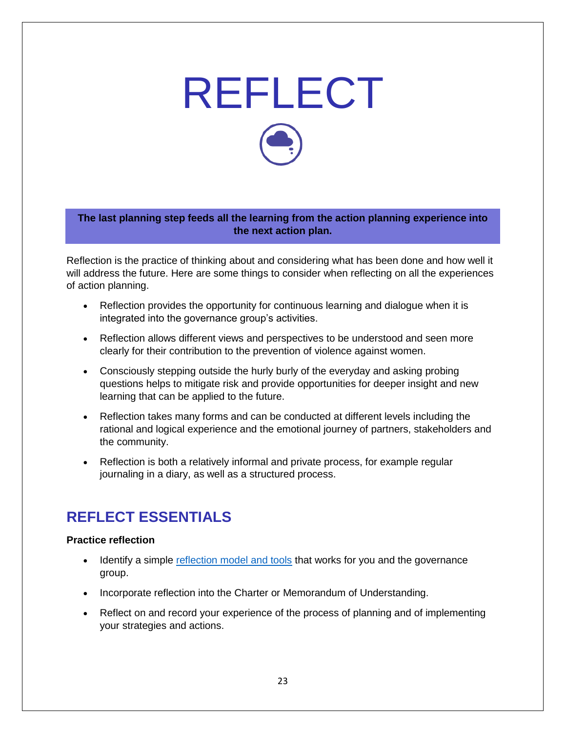# REFLECT

**The last planning step feeds all the learning from the action planning experience into the next action plan.**

Reflection is the practice of thinking about and considering what has been done and how well it will address the future. Here are some things to consider when reflecting on all the experiences of action planning.

- Reflection provides the opportunity for continuous learning and dialogue when it is integrated into the governance group's activities.
- Reflection allows different views and perspectives to be understood and seen more clearly for their contribution to the prevention of violence against women.
- Consciously stepping outside the hurly burly of the everyday and asking probing questions helps to mitigate risk and provide opportunities for deeper insight and new learning that can be applied to the future.
- Reflection takes many forms and can be conducted at different levels including the rational and logical experience and the emotional journey of partners, stakeholders and the community.
- Reflection is both a relatively informal and private process, for example regular journaling in a diary, as well as a structured process.

## REFLECT ESSENTIALS

**Practice reflection**

- Identify a simple reflection model and tools that works for you and the governance group.
- Incorporate reflection into the Charter or Memorandum of Understanding.
- Reflect on and record your experience of the process of planning and of implementing your strategies and actions.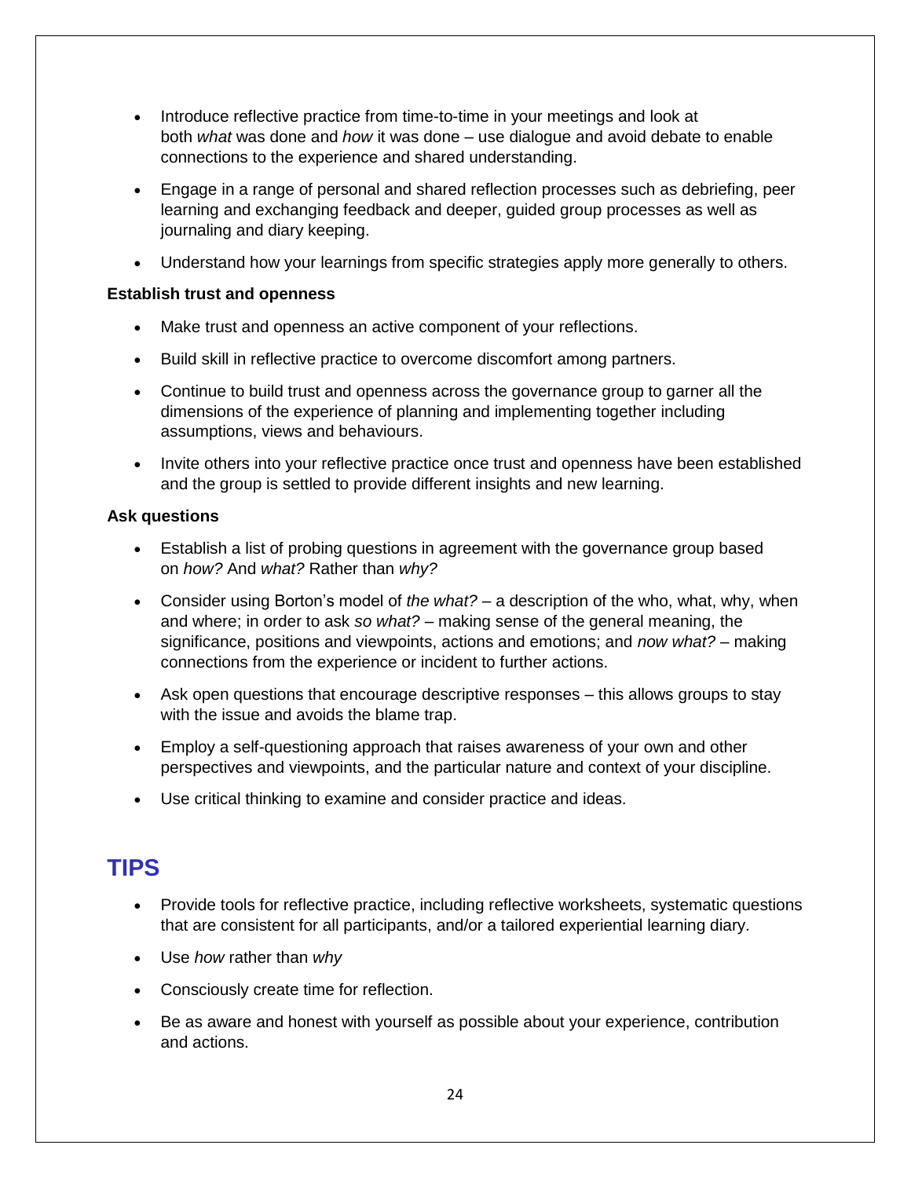- Introduce reflective practice from time-to-time in your meetings and look at both *what* was done and *how* it was done – use dialogue and avoid debate to enable connections to the experience and shared understanding.
- Engage in a range of personal and shared reflection processes such as debriefing, peer learning and exchanging feedback and deeper, guided group processes as well as journaling and diary keeping.
- Understand how your learnings from specific strategies apply more generally to others.

**Establish trust and openness**

- Make trust and openness an active component of your reflections.
- Build skill in reflective practice to overcome discomfort among partners.
- Continue to build trust and openness across the governance group to garner all the dimensions of the experience of planning and implementing together including assumptions, views and behaviours.
- Invite others into your reflective practice once trust and openness have been established and the group is settled to provide different insights and new learning.

**Ask questions**

- Establish a list of probing questions in agreement with the governance group based on *how?* And *what?* Rather than *why?*
- Consider using Borton's model of *the what?* – a description of the who, what, why, when and where; in order to ask *so what?* – making sense of the general meaning, the significance, positions and viewpoints, actions and emotions; and *now what?* – making connections from the experience or incident to further actions.
- Ask open questions that encourage descriptive responses – this allows groups to stay with the issue and avoids the blame trap.
- Employ a self-questioning approach that raises awareness of your own and other perspectives and viewpoints, and the particular nature and context of your discipline.
- Use critical thinking to examine and consider practice and ideas.

## TIPS

- Provide tools for reflective practice, including reflective worksheets, systematic questions that are consistent for all participants, and/or a tailored experiential learning diary.
- Use *how* rather than *why*
- Consciously create time for reflection.
- Be as aware and honest with yourself as possible about your experience, contribution and actions.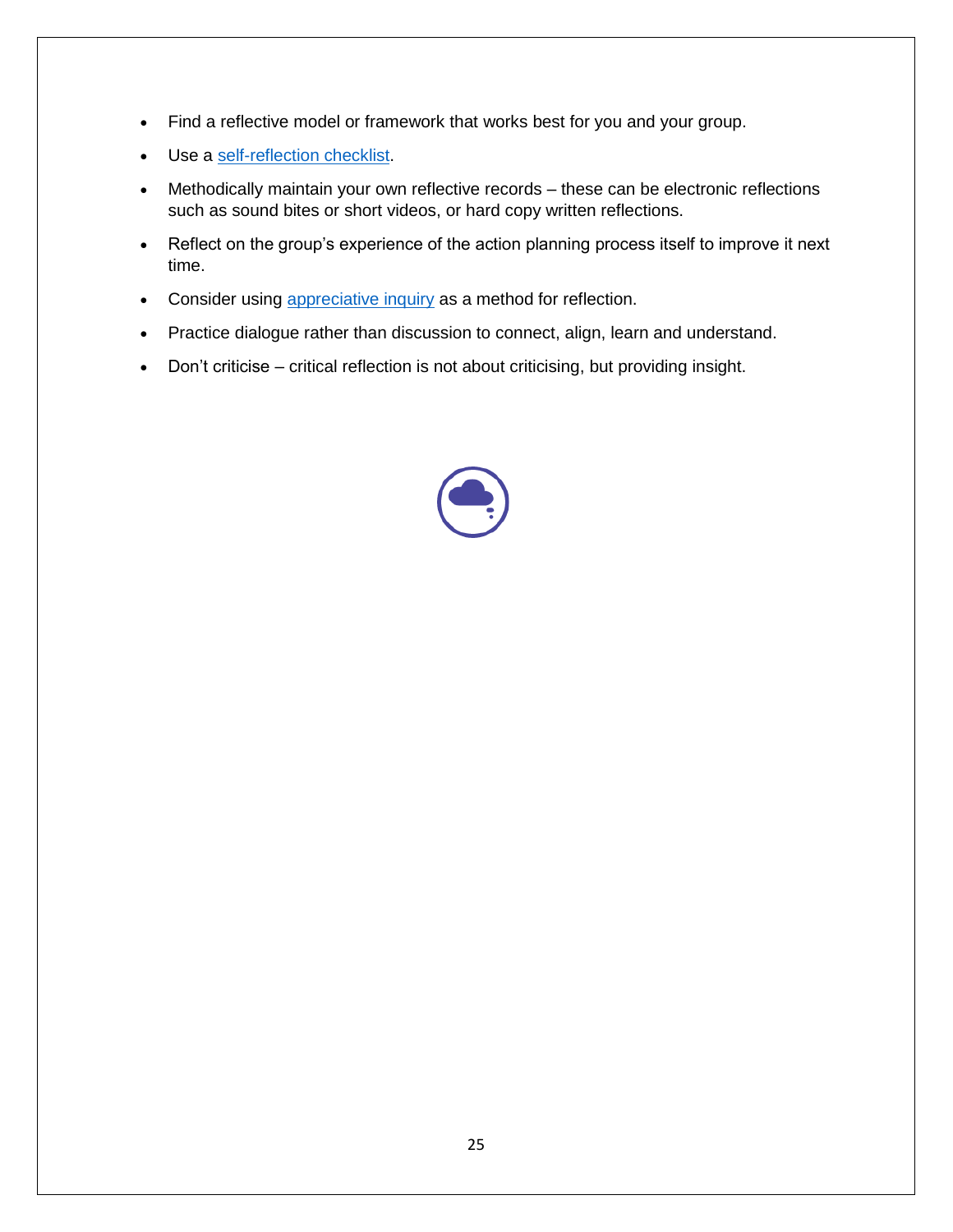- Find a reflective model or framework that works best for you and your group.
- Use a self-reflection checklist.
- Methodically maintain your own reflective records – these can be electronic reflections such as sound bites or short videos, or hard copy written reflections.
- Reflect on the group's experience of the action planning process itself to improve it next time.
- Consider using appreciative inquiry as a method for reflection.
- Practice dialogue rather than discussion to connect, align, learn and understand.
- Don't criticise – critical reflection is not about criticising, but providing insight.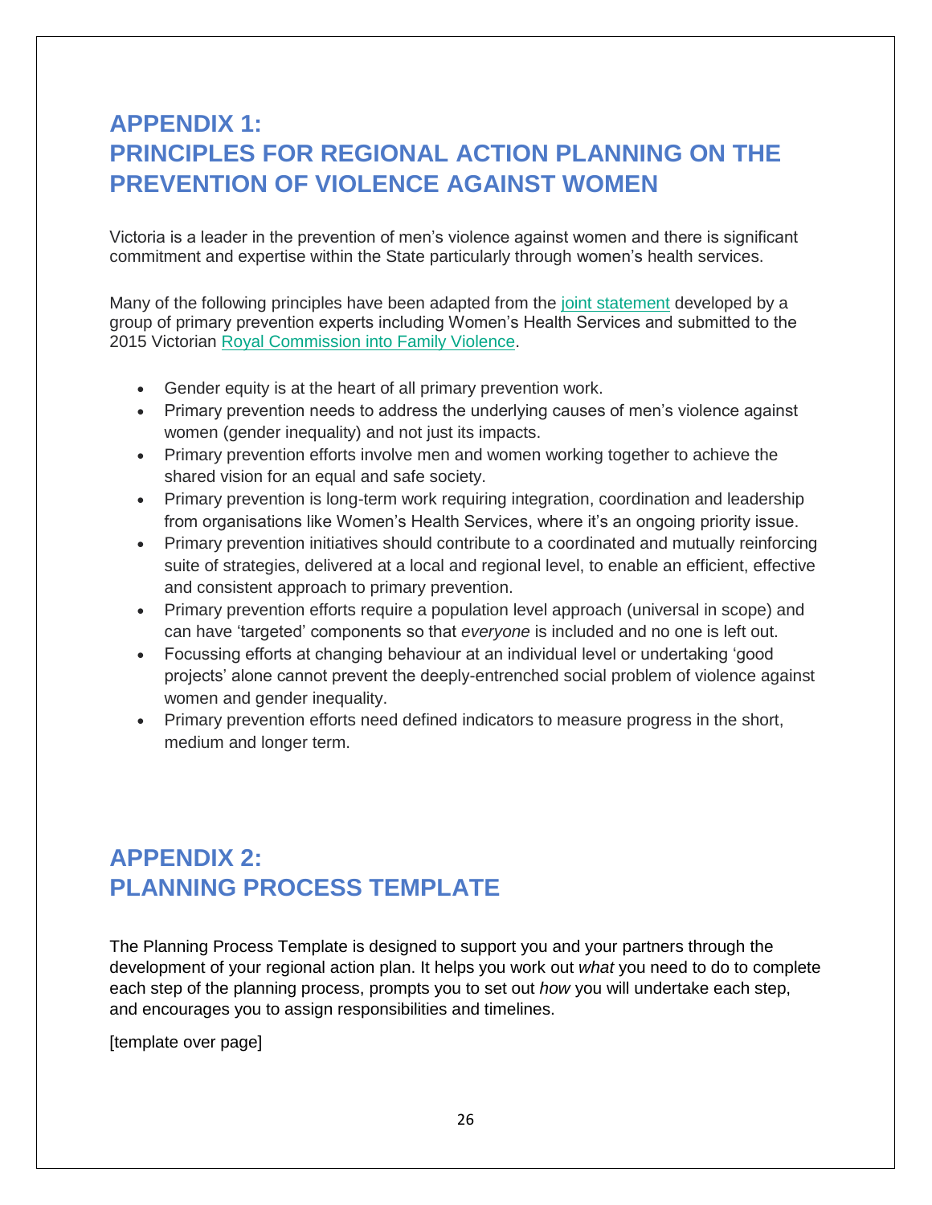# APPENDIX 1:
# PRINCIPLES FOR REGIONAL ACTION PLANNING ON THE PREVENTION OF VIOLENCE AGAINST WOMEN

Victoria is a leader in the prevention of men's violence against women and there is significant commitment and expertise within the State particularly through women's health services.

Many of the following principles have been adapted from the joint statement developed by a group of primary prevention experts including Women's Health Services and submitted to the 2015 Victorian Royal Commission into Family Violence.

- Gender equity is at the heart of all primary prevention work.
- Primary prevention needs to address the underlying causes of men's violence against women (gender inequality) and not just its impacts.
- Primary prevention efforts involve men and women working together to achieve the shared vision for an equal and safe society.
- Primary prevention is long-term work requiring integration, coordination and leadership from organisations like Women's Health Services, where it's an ongoing priority issue.
- Primary prevention initiatives should contribute to a coordinated and mutually reinforcing suite of strategies, delivered at a local and regional level, to enable an efficient, effective and consistent approach to primary prevention.
- Primary prevention efforts require a population level approach (universal in scope) and can have 'targeted' components so that *everyone* is included and no one is left out.
- Focussing efforts at changing behaviour at an individual level or undertaking 'good projects' alone cannot prevent the deeply-entrenched social problem of violence against women and gender inequality.
- Primary prevention efforts need defined indicators to measure progress in the short, medium and longer term.

# APPENDIX 2:
# PLANNING PROCESS TEMPLATE

The Planning Process Template is designed to support you and your partners through the development of your regional action plan. It helps you work out *what* you need to do to complete each step of the planning process, prompts you to set out *how* you will undertake each step, and encourages you to assign responsibilities and timelines.

[template over page]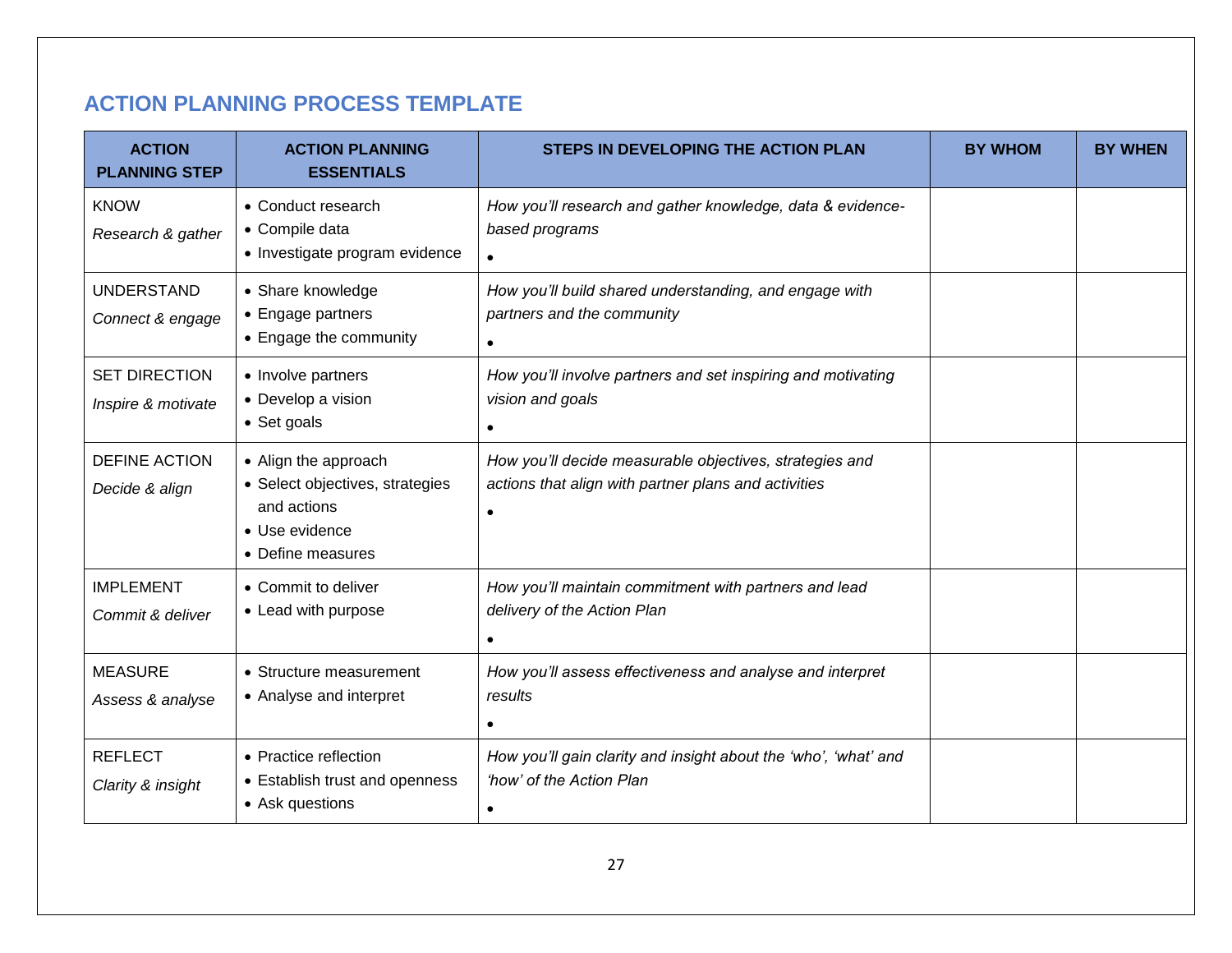## ACTION PLANNING PROCESS TEMPLATE

| ACTION PLANNING STEP | ACTION PLANNING ESSENTIALS | STEPS IN DEVELOPING THE ACTION PLAN | BY WHOM | BY WHEN |
|---|---|---|---|---|
| KNOW<br>*Research & gather* | • Conduct research<br>• Compile data<br>• Investigate program evidence | *How you'll research and gather knowledge, data & evidence-based programs*<br>• | | |
| UNDERSTAND<br>*Connect & engage* | • Share knowledge<br>• Engage partners<br>• Engage the community | *How you'll build shared understanding, and engage with partners and the community*<br>• | | |
| SET DIRECTION<br>*Inspire & motivate* | • Involve partners<br>• Develop a vision<br>• Set goals | *How you'll involve partners and set inspiring and motivating vision and goals*<br>• | | |
| DEFINE ACTION<br>*Decide & align* | • Align the approach<br>• Select objectives, strategies and actions<br>• Use evidence<br>• Define measures | *How you'll decide measurable objectives, strategies and actions that align with partner plans and activities*<br>• | | |
| IMPLEMENT<br>*Commit & deliver* | • Commit to deliver<br>• Lead with purpose | *How you'll maintain commitment with partners and lead delivery of the Action Plan*<br>• | | |
| MEASURE<br>*Assess & analyse* | • Structure measurement<br>• Analyse and interpret | *How you'll assess effectiveness and analyse and interpret results*<br>• | | |
| REFLECT<br>*Clarity & insight* | • Practice reflection<br>• Establish trust and openness<br>• Ask questions | *How you'll gain clarity and insight about the 'who', 'what' and 'how' of the Action Plan*<br>• | | |